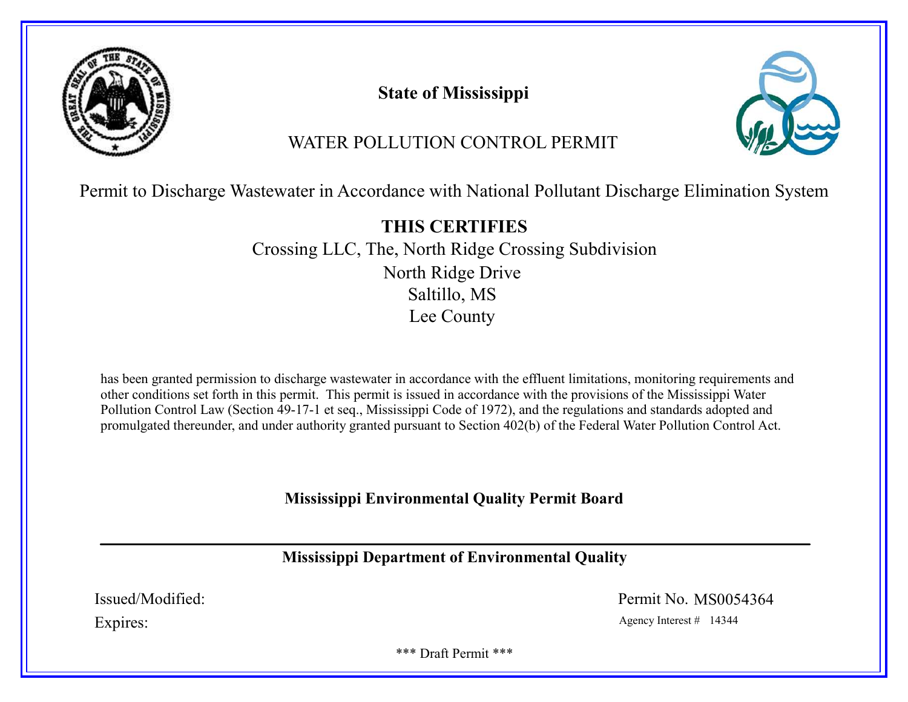# State of Mississippi

## WATER POLLUTION CONTROL PERMIT

Permit to Discharge Wastewater in Accordance with National Pollutant Discharge Elimination System

**THIS CERTIFIES**

Crossing LLC, The, North Ridge Crossing Subdivision
North Ridge Drive
Saltillo, MS
Lee County

has been granted permission to discharge wastewater in accordance with the effluent limitations, monitoring requirements and other conditions set forth in this permit. This permit is issued in accordance with the provisions of the Mississippi Water Pollution Control Law (Section 49-17-1 et seq., Mississippi Code of 1972), and the regulations and standards adopted and promulgated thereunder, and under authority granted pursuant to Section 402(b) of the Federal Water Pollution Control Act.

**Mississippi Environmental Quality Permit Board**

---

**Mississippi Department of Environmental Quality**

Issued/Modified:

Expires:

Permit No. MS0054364

Agency Interest # 14344

\*\*\* Draft Permit \*\*\*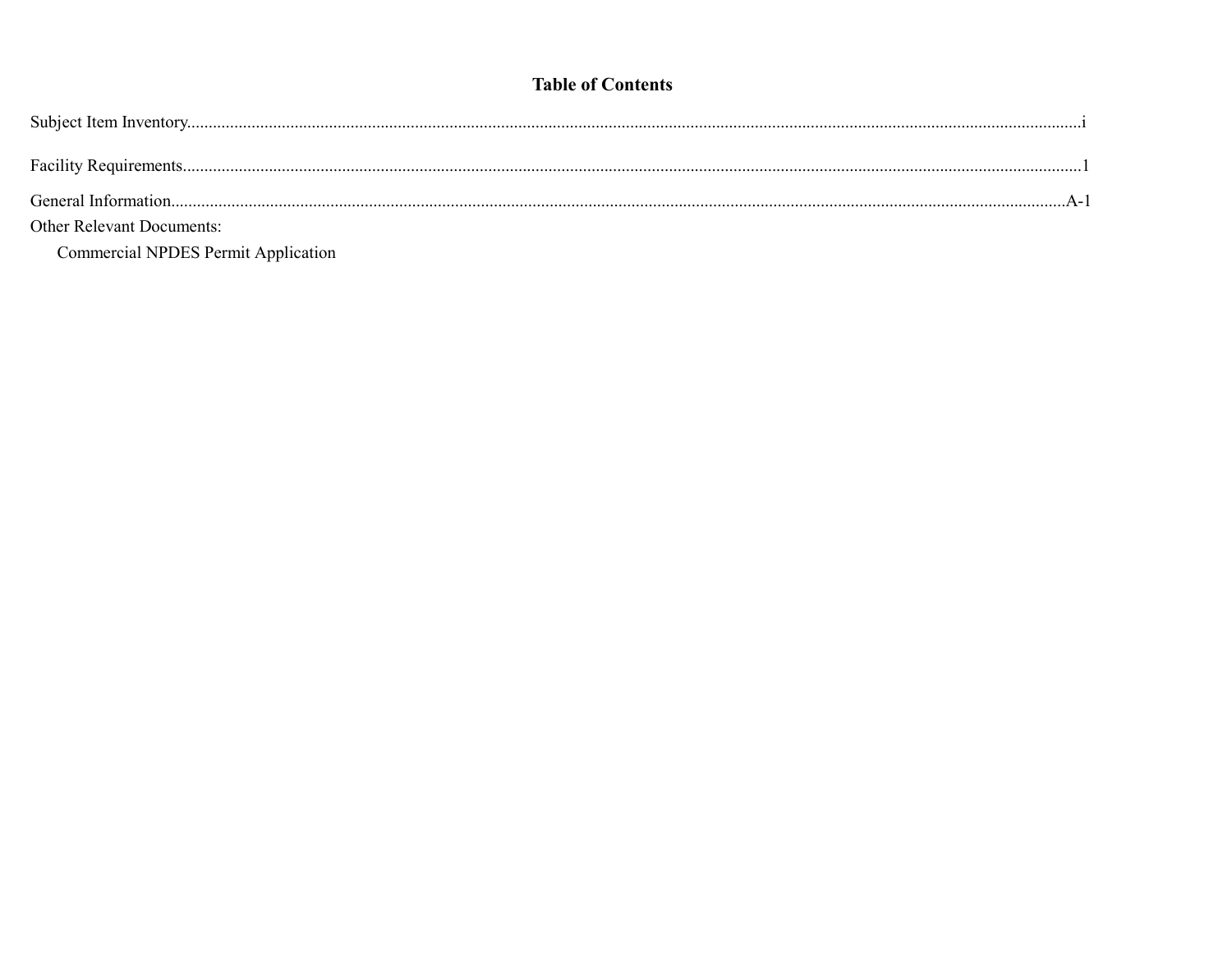# Table of Contents

Subject Item Inventory....................................................................................................................................................................................i

Facility Requirements.....................................................................................................................................................................................1

General Information....................................................................................................................................................................................A-1

Other Relevant Documents:

Commercial NPDES Permit Application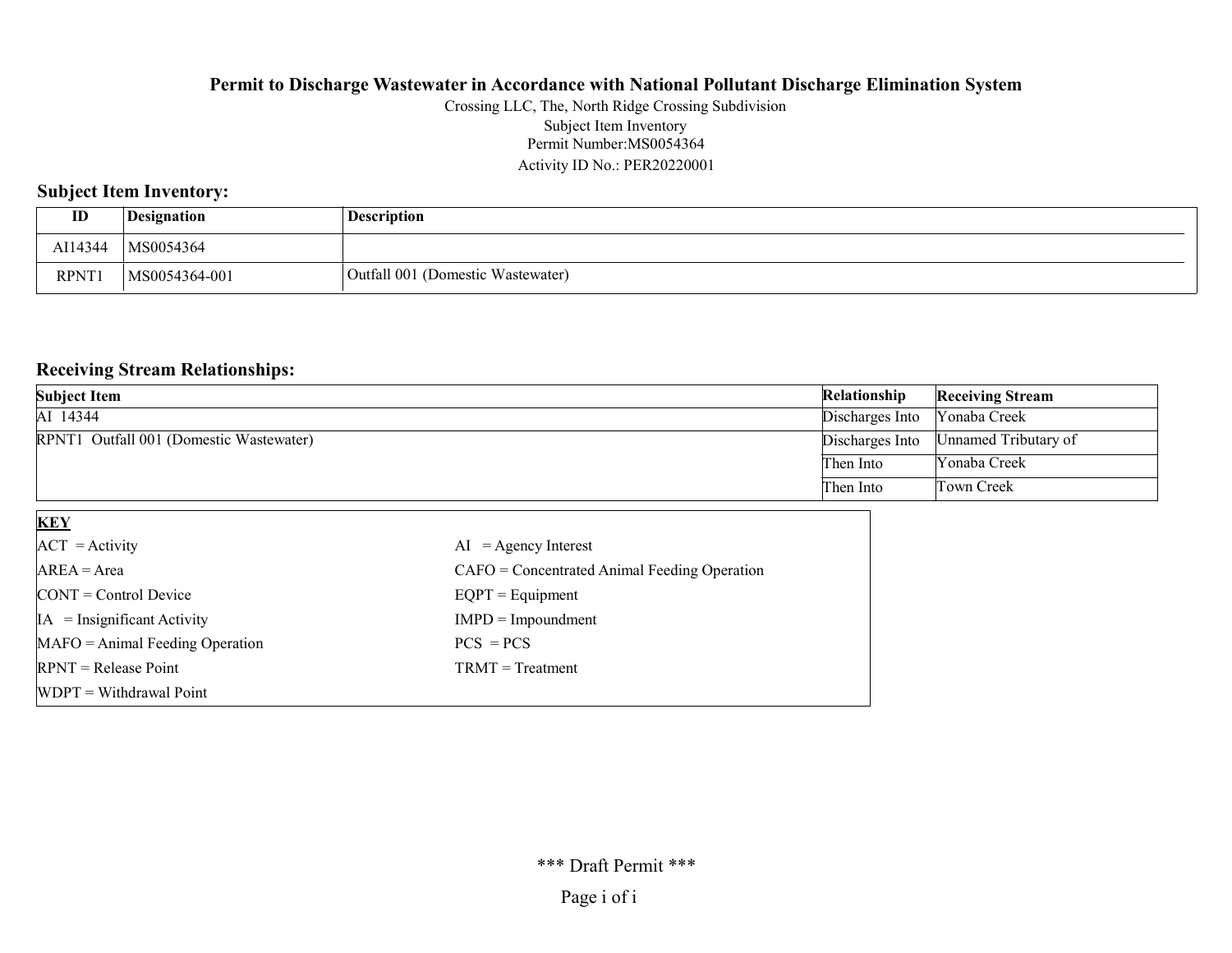# Permit to Discharge Wastewater in Accordance with National Pollutant Discharge Elimination System

Crossing LLC, The, North Ridge Crossing Subdivision
Subject Item Inventory
Permit Number:MS0054364
Activity ID No.: PER20220001

## Subject Item Inventory:

| ID | Designation | Description |
|---|---|---|
| AI14344 | MS0054364 | |
| RPNT1 | MS0054364-001 | Outfall 001 (Domestic Wastewater) |

## Receiving Stream Relationships:

| Subject Item | Relationship | Receiving Stream |
|---|---|---|
| AI 14344 | Discharges Into | Yonaba Creek |
| RPNT1 Outfall 001 (Domestic Wastewater) | Discharges Into | Unnamed Tributary of |
| | Then Into | Yonaba Creek |
| | Then Into | Town Creek |

| KEY | |
|---|---|
| ACT = Activity | AI = Agency Interest |
| AREA = Area | CAFO = Concentrated Animal Feeding Operation |
| CONT = Control Device | EQPT = Equipment |
| IA = Insignificant Activity | IMPD = Impoundment |
| MAFO = Animal Feeding Operation | PCS = PCS |
| RPNT = Release Point | TRMT = Treatment |
| WDPT = Withdrawal Point | |

\*\*\* Draft Permit \*\*\*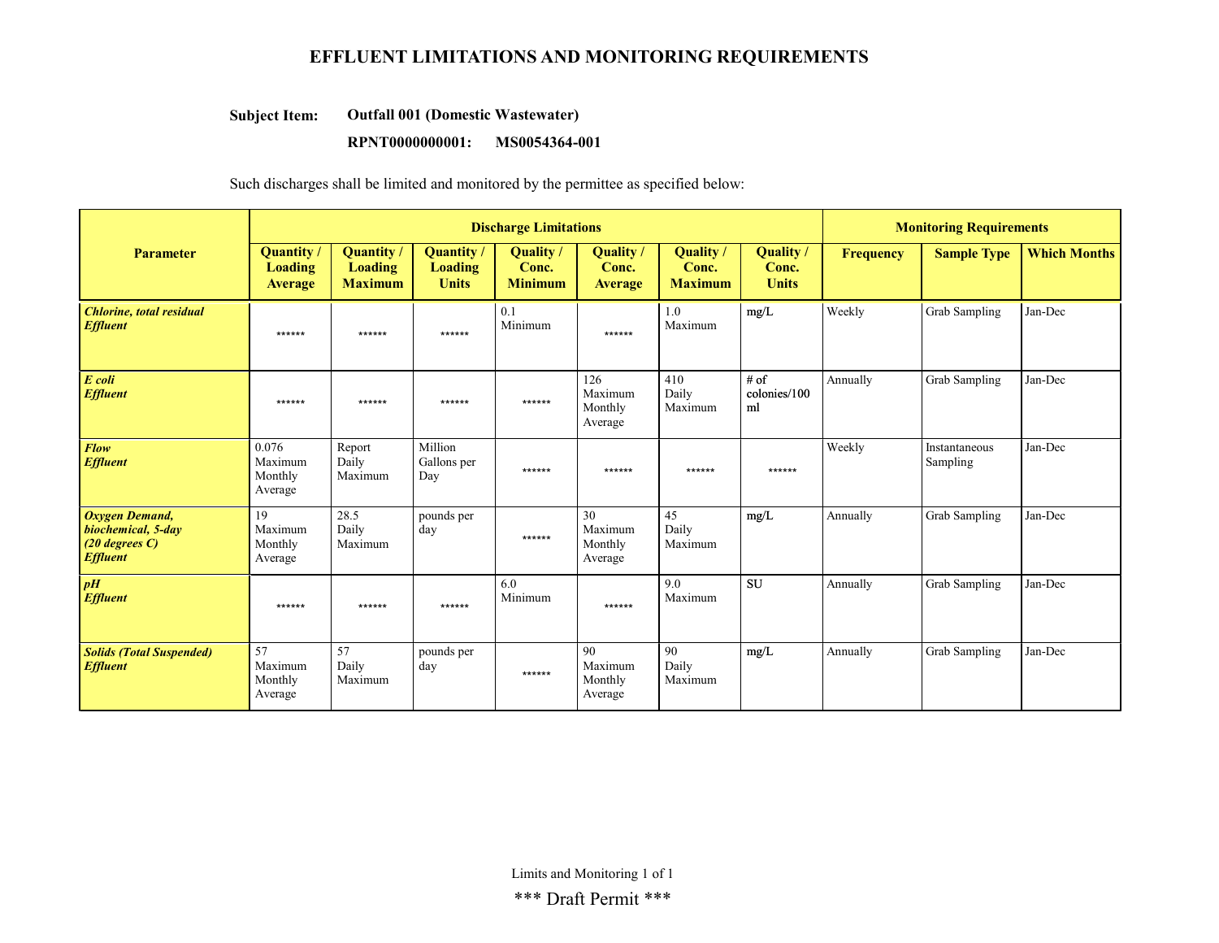# EFFLUENT LIMITATIONS AND MONITORING REQUIREMENTS

**Subject Item:** **Outfall 001 (Domestic Wastewater)**

**RPNT0000000001: MS0054364-001**

Such discharges shall be limited and monitored by the permittee as specified below:

| Parameter | Discharge Limitations | | | | | | | Monitoring Requirements | | |
|---|---|---|---|---|---|---|---|---|---|---|
| | Quantity / Loading Average | Quantity / Loading Maximum | Quantity / Loading Units | Quality / Conc. Minimum | Quality / Conc. Average | Quality / Conc. Maximum | Quality / Conc. Units | Frequency | Sample Type | Which Months |
| ***Chlorine, total residual Effluent*** | ****** | ****** | ****** | 0.1 Minimum | ****** | 1.0 Maximum | mg/L | Weekly | Grab Sampling | Jan-Dec |
| ***E coli Effluent*** | ****** | ****** | ****** | ****** | 126 Maximum Monthly Average | 410 Daily Maximum | # of colonies/100 ml | Annually | Grab Sampling | Jan-Dec |
| ***Flow Effluent*** | 0.076 Maximum Monthly Average | Report Daily Maximum | Million Gallons per Day | ****** | ****** | ****** | ****** | Weekly | Instantaneous Sampling | Jan-Dec |
| ***Oxygen Demand, biochemical, 5-day (20 degrees C) Effluent*** | 19 Maximum Monthly Average | 28.5 Daily Maximum | pounds per day | ****** | 30 Maximum Monthly Average | 45 Daily Maximum | mg/L | Annually | Grab Sampling | Jan-Dec |
| ***pH Effluent*** | ****** | ****** | ****** | 6.0 Minimum | ****** | 9.0 Maximum | SU | Annually | Grab Sampling | Jan-Dec |
| ***Solids (Total Suspended) Effluent*** | 57 Maximum Monthly Average | 57 Daily Maximum | pounds per day | ****** | 90 Maximum Monthly Average | 90 Daily Maximum | mg/L | Annually | Grab Sampling | Jan-Dec |

*** Draft Permit ***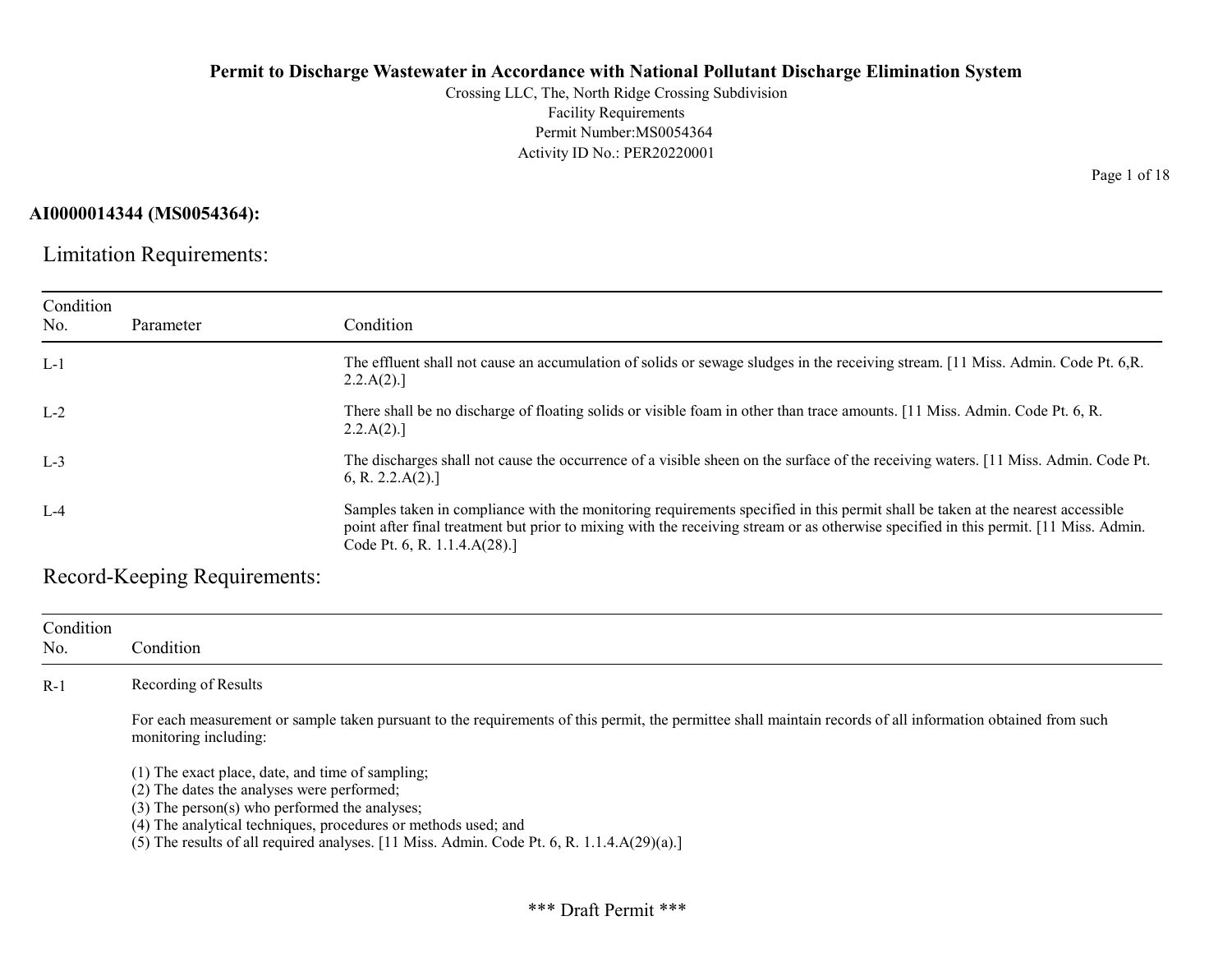# Permit to Discharge Wastewater in Accordance with National Pollutant Discharge Elimination System

Crossing LLC, The, North Ridge Crossing Subdivision
Facility Requirements
Permit Number:MS0054364
Activity ID No.: PER20220001

**AI0000014344 (MS0054364):**

## Limitation Requirements:

| Condition No. | Parameter | Condition |
|---|---|---|
| L-1 | | The effluent shall not cause an accumulation of solids or sewage sludges in the receiving stream. [11 Miss. Admin. Code Pt. 6,R. 2.2.A(2).] |
| L-2 | | There shall be no discharge of floating solids or visible foam in other than trace amounts. [11 Miss. Admin. Code Pt. 6, R. 2.2.A(2).] |
| L-3 | | The discharges shall not cause the occurrence of a visible sheen on the surface of the receiving waters. [11 Miss. Admin. Code Pt. 6, R. 2.2.A(2).] |
| L-4 | | Samples taken in compliance with the monitoring requirements specified in this permit shall be taken at the nearest accessible point after final treatment but prior to mixing with the receiving stream or as otherwise specified in this permit. [11 Miss. Admin. Code Pt. 6, R. 1.1.4.A(28).] |

## Record-Keeping Requirements:

| Condition No. | Condition |
|---|---|
| R-1 | Recording of Results<br><br>For each measurement or sample taken pursuant to the requirements of this permit, the permittee shall maintain records of all information obtained from such monitoring including:<br><br>(1) The exact place, date, and time of sampling;<br>(2) The dates the analyses were performed;<br>(3) The person(s) who performed the analyses;<br>(4) The analytical techniques, procedures or methods used; and<br>(5) The results of all required analyses. [11 Miss. Admin. Code Pt. 6, R. 1.1.4.A(29)(a).] |

\*\*\* Draft Permit \*\*\*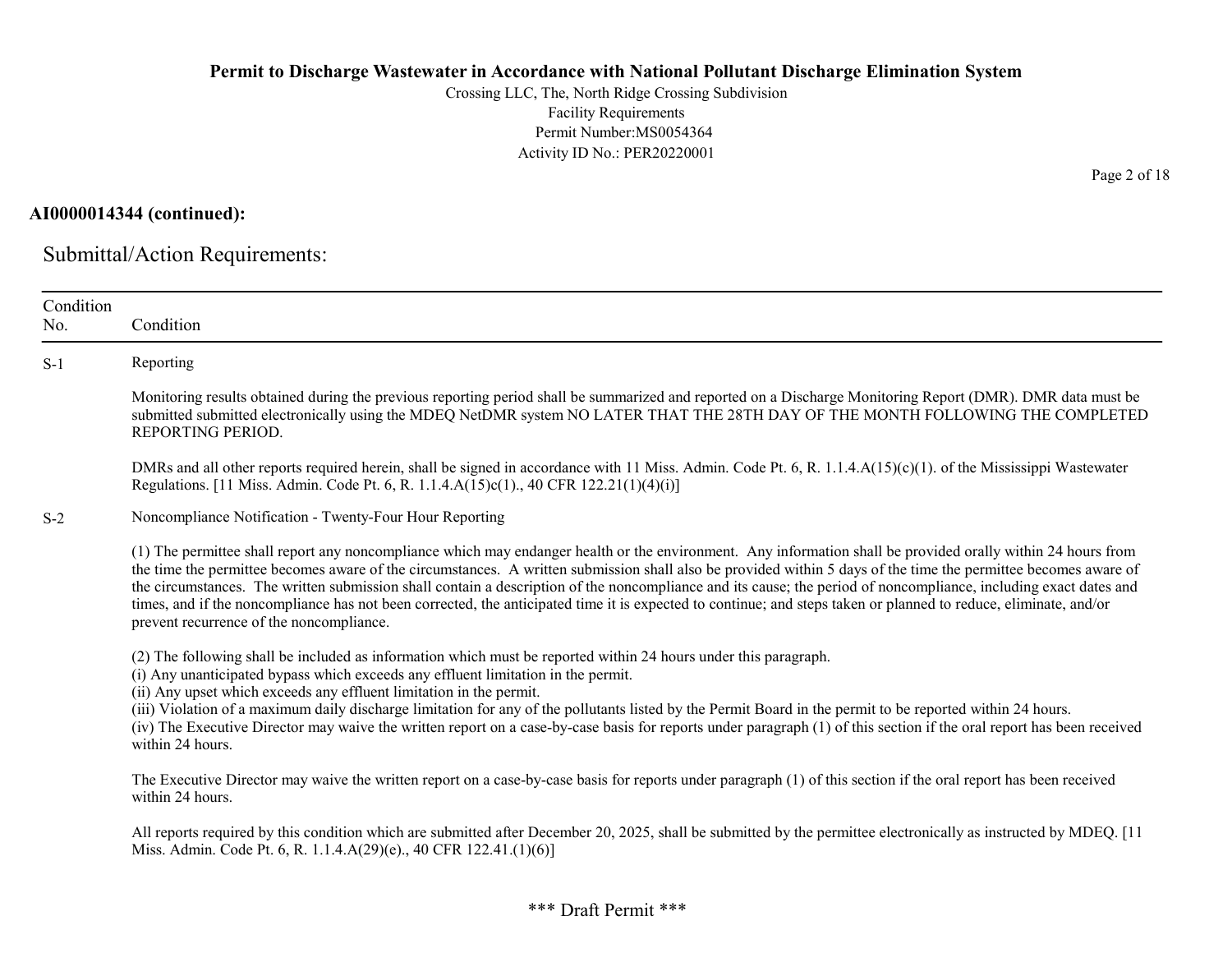**AI0000014344 (continued):**

## Submittal/Action Requirements:

| Condition No. | Condition |
|---|---|
| S-1 | Reporting<br><br>Monitoring results obtained during the previous reporting period shall be summarized and reported on a Discharge Monitoring Report (DMR). DMR data must be submitted submitted electronically using the MDEQ NetDMR system NO LATER THAT THE 28TH DAY OF THE MONTH FOLLOWING THE COMPLETED REPORTING PERIOD.<br><br>DMRs and all other reports required herein, shall be signed in accordance with 11 Miss. Admin. Code Pt. 6, R. 1.1.4.A(15)(c)(1). of the Mississippi Wastewater Regulations. [11 Miss. Admin. Code Pt. 6, R. 1.1.4.A(15)c(1)., 40 CFR 122.21(1)(4)(i)] |
| S-2 | Noncompliance Notification - Twenty-Four Hour Reporting<br><br>(1) The permittee shall report any noncompliance which may endanger health or the environment. Any information shall be provided orally within 24 hours from the time the permittee becomes aware of the circumstances. A written submission shall also be provided within 5 days of the time the permittee becomes aware of the circumstances. The written submission shall contain a description of the noncompliance and its cause; the period of noncompliance, including exact dates and times, and if the noncompliance has not been corrected, the anticipated time it is expected to continue; and steps taken or planned to reduce, eliminate, and/or prevent recurrence of the noncompliance.<br><br>(2) The following shall be included as information which must be reported within 24 hours under this paragraph.<br>(i) Any unanticipated bypass which exceeds any effluent limitation in the permit.<br>(ii) Any upset which exceeds any effluent limitation in the permit.<br>(iii) Violation of a maximum daily discharge limitation for any of the pollutants listed by the Permit Board in the permit to be reported within 24 hours.<br>(iv) The Executive Director may waive the written report on a case-by-case basis for reports under paragraph (1) of this section if the oral report has been received within 24 hours.<br><br>The Executive Director may waive the written report on a case-by-case basis for reports under paragraph (1) of this section if the oral report has been received within 24 hours.<br><br>All reports required by this condition which are submitted after December 20, 2025, shall be submitted by the permittee electronically as instructed by MDEQ. [11 Miss. Admin. Code Pt. 6, R. 1.1.4.A(29)(e)., 40 CFR 122.41.(1)(6)] |

\*\*\* Draft Permit \*\*\*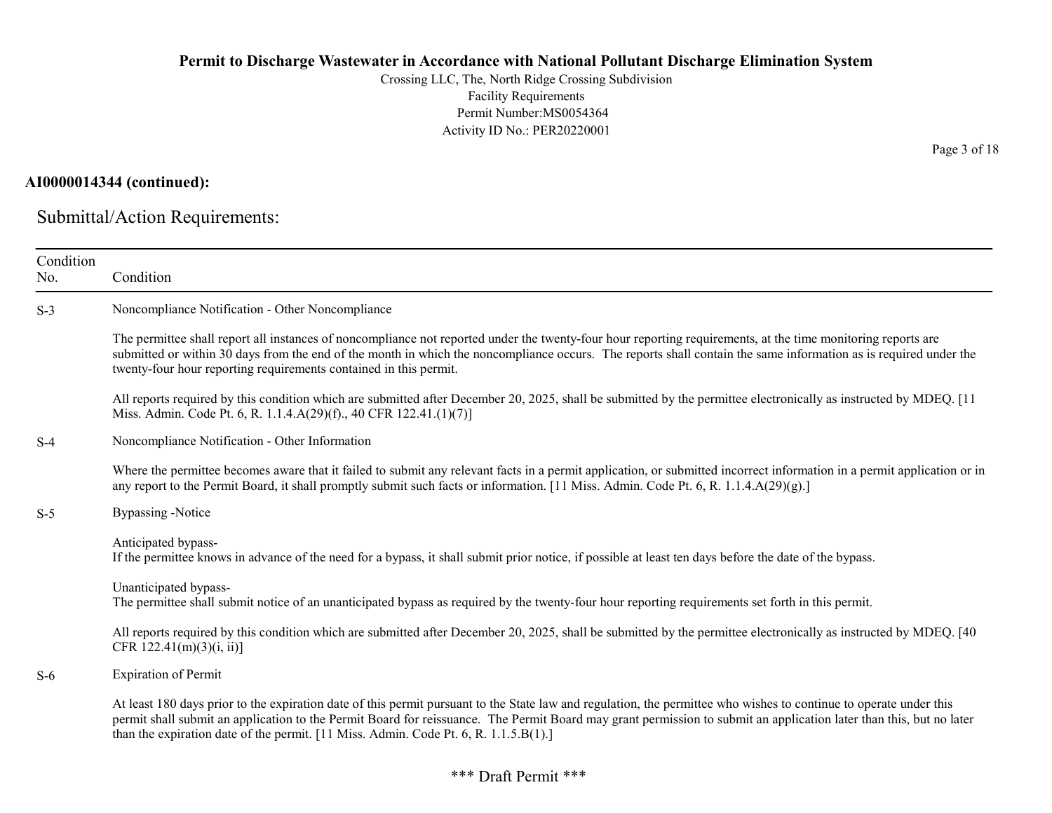**AI0000014344 (continued):**

## Submittal/Action Requirements:

| Condition No. | Condition |
|---|---|
| S-3 | Noncompliance Notification - Other Noncompliance<br><br>The permittee shall report all instances of noncompliance not reported under the twenty-four hour reporting requirements, at the time monitoring reports are submitted or within 30 days from the end of the month in which the noncompliance occurs. The reports shall contain the same information as is required under the twenty-four hour reporting requirements contained in this permit.<br><br>All reports required by this condition which are submitted after December 20, 2025, shall be submitted by the permittee electronically as instructed by MDEQ. [11 Miss. Admin. Code Pt. 6, R. 1.1.4.A(29)(f)., 40 CFR 122.41.(1)(7)] |
| S-4 | Noncompliance Notification - Other Information<br><br>Where the permittee becomes aware that it failed to submit any relevant facts in a permit application, or submitted incorrect information in a permit application or in any report to the Permit Board, it shall promptly submit such facts or information. [11 Miss. Admin. Code Pt. 6, R. 1.1.4.A(29)(g).] |
| S-5 | Bypassing -Notice<br><br>Anticipated bypass-<br>If the permittee knows in advance of the need for a bypass, it shall submit prior notice, if possible at least ten days before the date of the bypass.<br><br>Unanticipated bypass-<br>The permittee shall submit notice of an unanticipated bypass as required by the twenty-four hour reporting requirements set forth in this permit.<br><br>All reports required by this condition which are submitted after December 20, 2025, shall be submitted by the permittee electronically as instructed by MDEQ. [40 CFR 122.41(m)(3)(i, ii)] |
| S-6 | Expiration of Permit<br><br>At least 180 days prior to the expiration date of this permit pursuant to the State law and regulation, the permittee who wishes to continue to operate under this permit shall submit an application to the Permit Board for reissuance. The Permit Board may grant permission to submit an application later than this, but no later than the expiration date of the permit. [11 Miss. Admin. Code Pt. 6, R. 1.1.5.B(1).] |

\*\*\* Draft Permit \*\*\*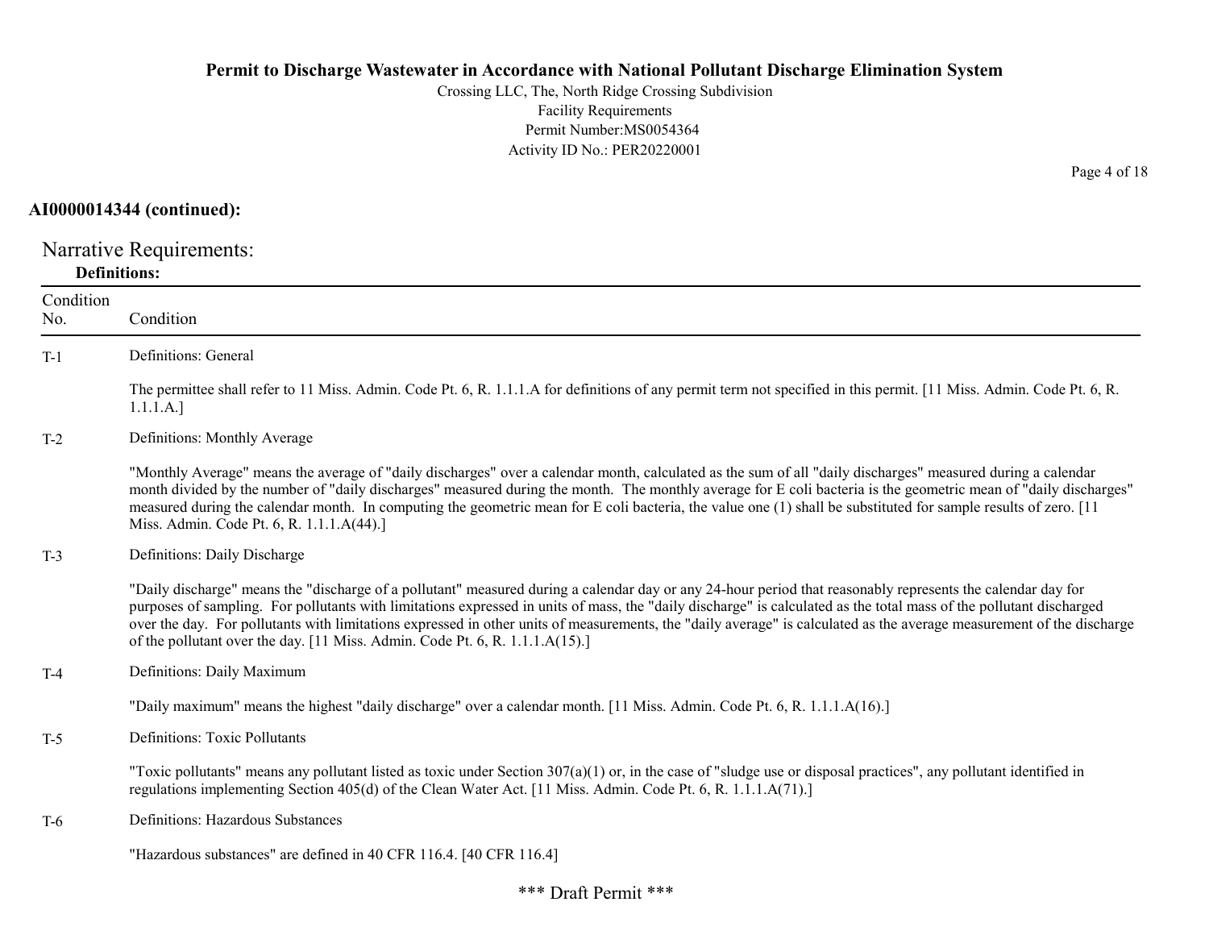**AI0000014344 (continued):**

## Narrative Requirements:

### Definitions:

| Condition No. | Condition |
|---|---|
| T-1 | Definitions: General<br><br>The permittee shall refer to 11 Miss. Admin. Code Pt. 6, R. 1.1.1.A for definitions of any permit term not specified in this permit. [11 Miss. Admin. Code Pt. 6, R. 1.1.1.A.] |
| T-2 | Definitions: Monthly Average<br><br>"Monthly Average" means the average of "daily discharges" over a calendar month, calculated as the sum of all "daily discharges" measured during a calendar month divided by the number of "daily discharges" measured during the month. The monthly average for E coli bacteria is the geometric mean of "daily discharges" measured during the calendar month. In computing the geometric mean for E coli bacteria, the value one (1) shall be substituted for sample results of zero. [11 Miss. Admin. Code Pt. 6, R. 1.1.1.A(44).] |
| T-3 | Definitions: Daily Discharge<br><br>"Daily discharge" means the "discharge of a pollutant" measured during a calendar day or any 24-hour period that reasonably represents the calendar day for purposes of sampling. For pollutants with limitations expressed in units of mass, the "daily discharge" is calculated as the total mass of the pollutant discharged over the day. For pollutants with limitations expressed in other units of measurements, the "daily average" is calculated as the average measurement of the discharge of the pollutant over the day. [11 Miss. Admin. Code Pt. 6, R. 1.1.1.A(15).] |
| T-4 | Definitions: Daily Maximum<br><br>"Daily maximum" means the highest "daily discharge" over a calendar month. [11 Miss. Admin. Code Pt. 6, R. 1.1.1.A(16).] |
| T-5 | Definitions: Toxic Pollutants<br><br>"Toxic pollutants" means any pollutant listed as toxic under Section 307(a)(1) or, in the case of "sludge use or disposal practices", any pollutant identified in regulations implementing Section 405(d) of the Clean Water Act. [11 Miss. Admin. Code Pt. 6, R. 1.1.1.A(71).] |
| T-6 | Definitions: Hazardous Substances<br><br>"Hazardous substances" are defined in 40 CFR 116.4. [40 CFR 116.4] |

*** Draft Permit ***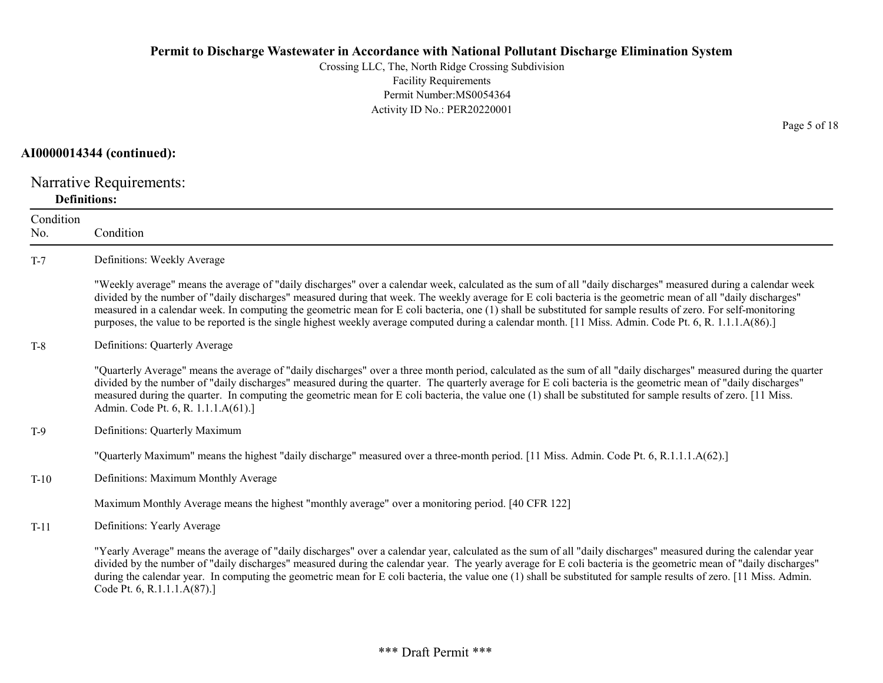**AI0000014344 (continued):**

## Narrative Requirements:

**Definitions:**

| Condition No. | Condition |
|---|---|
| T-7 | Definitions: Weekly Average<br><br>"Weekly average" means the average of "daily discharges" over a calendar week, calculated as the sum of all "daily discharges" measured during a calendar week divided by the number of "daily discharges" measured during that week. The weekly average for E coli bacteria is the geometric mean of all "daily discharges" measured in a calendar week. In computing the geometric mean for E coli bacteria, one (1) shall be substituted for sample results of zero. For self-monitoring purposes, the value to be reported is the single highest weekly average computed during a calendar month. [11 Miss. Admin. Code Pt. 6, R. 1.1.1.A(86).] |
| T-8 | Definitions: Quarterly Average<br><br>"Quarterly Average" means the average of "daily discharges" over a three month period, calculated as the sum of all "daily discharges" measured during the quarter divided by the number of "daily discharges" measured during the quarter. The quarterly average for E coli bacteria is the geometric mean of "daily discharges" measured during the quarter. In computing the geometric mean for E coli bacteria, the value one (1) shall be substituted for sample results of zero. [11 Miss. Admin. Code Pt. 6, R. 1.1.1.A(61).] |
| T-9 | Definitions: Quarterly Maximum<br><br>"Quarterly Maximum" means the highest "daily discharge" measured over a three-month period. [11 Miss. Admin. Code Pt. 6, R.1.1.1.A(62).] |
| T-10 | Definitions: Maximum Monthly Average<br><br>Maximum Monthly Average means the highest "monthly average" over a monitoring period. [40 CFR 122] |
| T-11 | Definitions: Yearly Average<br><br>"Yearly Average" means the average of "daily discharges" over a calendar year, calculated as the sum of all "daily discharges" measured during the calendar year divided by the number of "daily discharges" measured during the calendar year. The yearly average for E coli bacteria is the geometric mean of "daily discharges" during the calendar year. In computing the geometric mean for E coli bacteria, the value one (1) shall be substituted for sample results of zero. [11 Miss. Admin. Code Pt. 6, R.1.1.1.A(87).] |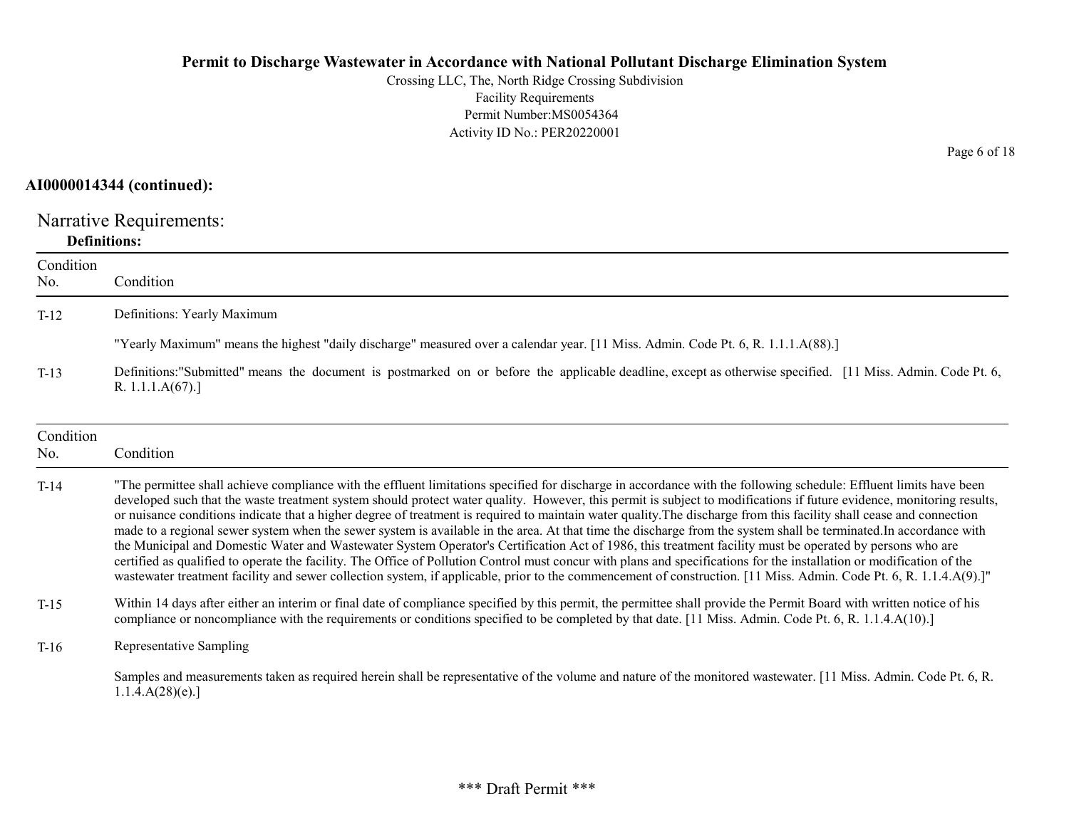**AI0000014344 (continued):**

## Narrative Requirements:

### Definitions:

| Condition No. | Condition |
|---|---|
| T-12 | Definitions: Yearly Maximum<br><br>"Yearly Maximum" means the highest "daily discharge" measured over a calendar year. [11 Miss. Admin. Code Pt. 6, R. 1.1.1.A(88).] |
| T-13 | Definitions:"Submitted" means the document is postmarked on or before the applicable deadline, except as otherwise specified. [11 Miss. Admin. Code Pt. 6, R. 1.1.1.A(67).] |

| Condition No. | Condition |
|---|---|
| T-14 | "The permittee shall achieve compliance with the effluent limitations specified for discharge in accordance with the following schedule: Effluent limits have been developed such that the waste treatment system should protect water quality. However, this permit is subject to modifications if future evidence, monitoring results, or nuisance conditions indicate that a higher degree of treatment is required to maintain water quality.The discharge from this facility shall cease and connection made to a regional sewer system when the sewer system is available in the area. At that time the discharge from the system shall be terminated.In accordance with the Municipal and Domestic Water and Wastewater System Operator's Certification Act of 1986, this treatment facility must be operated by persons who are certified as qualified to operate the facility. The Office of Pollution Control must concur with plans and specifications for the installation or modification of the wastewater treatment facility and sewer collection system, if applicable, prior to the commencement of construction. [11 Miss. Admin. Code Pt. 6, R. 1.1.4.A(9).]" |
| T-15 | Within 14 days after either an interim or final date of compliance specified by this permit, the permittee shall provide the Permit Board with written notice of his compliance or noncompliance with the requirements or conditions specified to be completed by that date. [11 Miss. Admin. Code Pt. 6, R. 1.1.4.A(10).] |
| T-16 | Representative Sampling<br><br>Samples and measurements taken as required herein shall be representative of the volume and nature of the monitored wastewater. [11 Miss. Admin. Code Pt. 6, R. 1.1.4.A(28)(e).] |

\*\*\* Draft Permit \*\*\*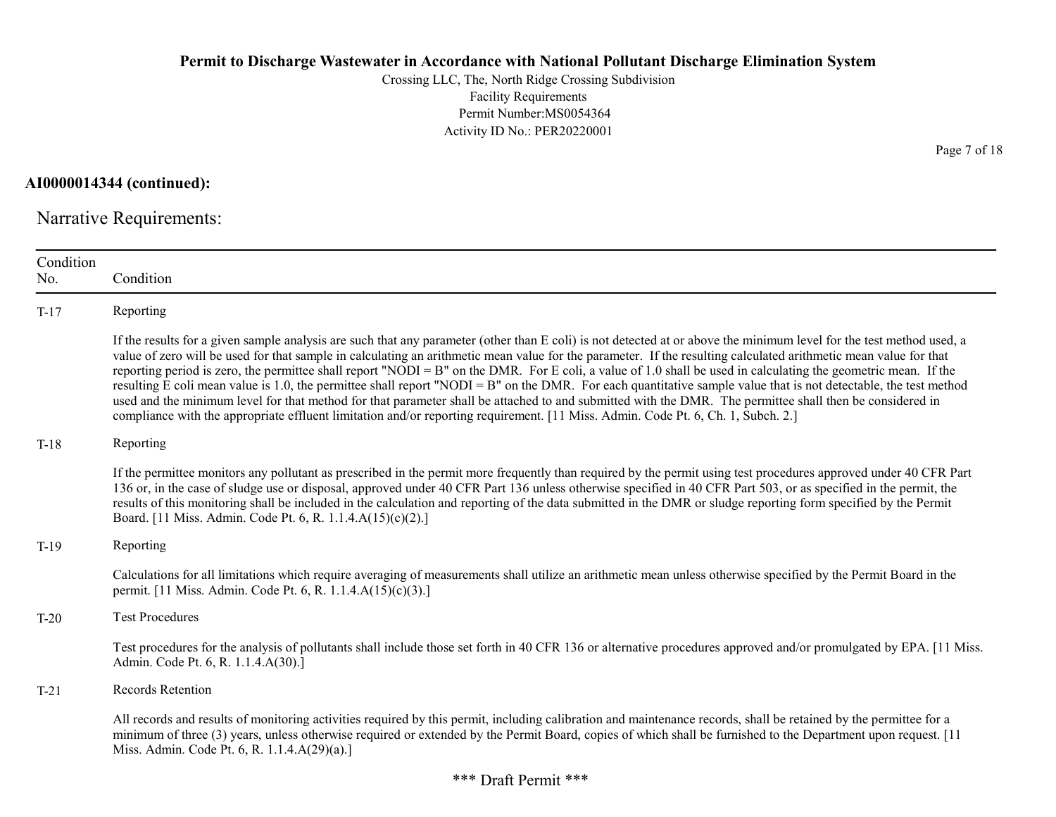**AI0000014344 (continued):**

## Narrative Requirements:

| Condition No. | Condition |
|---|---|
| T-17 | Reporting<br><br>If the results for a given sample analysis are such that any parameter (other than E coli) is not detected at or above the minimum level for the test method used, a value of zero will be used for that sample in calculating an arithmetic mean value for the parameter. If the resulting calculated arithmetic mean value for that reporting period is zero, the permittee shall report "NODI = B" on the DMR. For E coli, a value of 1.0 shall be used in calculating the geometric mean. If the resulting E coli mean value is 1.0, the permittee shall report "NODI = B" on the DMR. For each quantitative sample value that is not detectable, the test method used and the minimum level for that method for that parameter shall be attached to and submitted with the DMR. The permittee shall then be considered in compliance with the appropriate effluent limitation and/or reporting requirement. [11 Miss. Admin. Code Pt. 6, Ch. 1, Subch. 2.] |
| T-18 | Reporting<br><br>If the permittee monitors any pollutant as prescribed in the permit more frequently than required by the permit using test procedures approved under 40 CFR Part 136 or, in the case of sludge use or disposal, approved under 40 CFR Part 136 unless otherwise specified in 40 CFR Part 503, or as specified in the permit, the results of this monitoring shall be included in the calculation and reporting of the data submitted in the DMR or sludge reporting form specified by the Permit Board. [11 Miss. Admin. Code Pt. 6, R. 1.1.4.A(15)(c)(2).] |
| T-19 | Reporting<br><br>Calculations for all limitations which require averaging of measurements shall utilize an arithmetic mean unless otherwise specified by the Permit Board in the permit. [11 Miss. Admin. Code Pt. 6, R. 1.1.4.A(15)(c)(3).] |
| T-20 | Test Procedures<br><br>Test procedures for the analysis of pollutants shall include those set forth in 40 CFR 136 or alternative procedures approved and/or promulgated by EPA. [11 Miss. Admin. Code Pt. 6, R. 1.1.4.A(30).] |
| T-21 | Records Retention<br><br>All records and results of monitoring activities required by this permit, including calibration and maintenance records, shall be retained by the permittee for a minimum of three (3) years, unless otherwise required or extended by the Permit Board, copies of which shall be furnished to the Department upon request. [11 Miss. Admin. Code Pt. 6, R. 1.1.4.A(29)(a).] |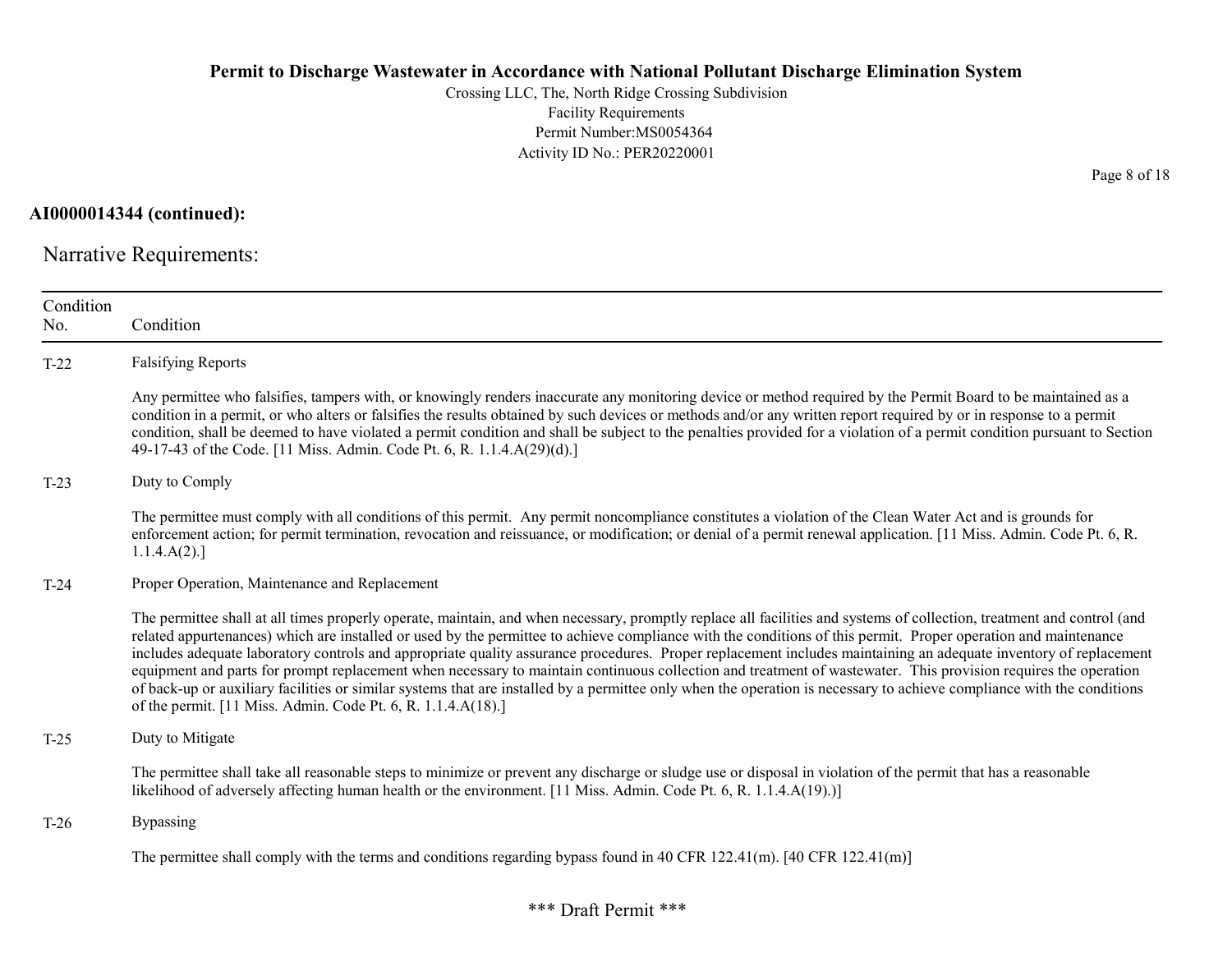**AI0000014344 (continued):**

## Narrative Requirements:

| Condition No. | Condition |
|---|---|
| T-22 | Falsifying Reports<br><br>Any permittee who falsifies, tampers with, or knowingly renders inaccurate any monitoring device or method required by the Permit Board to be maintained as a condition in a permit, or who alters or falsifies the results obtained by such devices or methods and/or any written report required by or in response to a permit condition, shall be deemed to have violated a permit condition and shall be subject to the penalties provided for a violation of a permit condition pursuant to Section 49-17-43 of the Code. [11 Miss. Admin. Code Pt. 6, R. 1.1.4.A(29)(d).] |
| T-23 | Duty to Comply<br><br>The permittee must comply with all conditions of this permit. Any permit noncompliance constitutes a violation of the Clean Water Act and is grounds for enforcement action; for permit termination, revocation and reissuance, or modification; or denial of a permit renewal application. [11 Miss. Admin. Code Pt. 6, R. 1.1.4.A(2).] |
| T-24 | Proper Operation, Maintenance and Replacement<br><br>The permittee shall at all times properly operate, maintain, and when necessary, promptly replace all facilities and systems of collection, treatment and control (and related appurtenances) which are installed or used by the permittee to achieve compliance with the conditions of this permit. Proper operation and maintenance includes adequate laboratory controls and appropriate quality assurance procedures. Proper replacement includes maintaining an adequate inventory of replacement equipment and parts for prompt replacement when necessary to maintain continuous collection and treatment of wastewater. This provision requires the operation of back-up or auxiliary facilities or similar systems that are installed by a permittee only when the operation is necessary to achieve compliance with the conditions of the permit. [11 Miss. Admin. Code Pt. 6, R. 1.1.4.A(18).] |
| T-25 | Duty to Mitigate<br><br>The permittee shall take all reasonable steps to minimize or prevent any discharge or sludge use or disposal in violation of the permit that has a reasonable likelihood of adversely affecting human health or the environment. [11 Miss. Admin. Code Pt. 6, R. 1.1.4.A(19).)] |
| T-26 | Bypassing<br><br>The permittee shall comply with the terms and conditions regarding bypass found in 40 CFR 122.41(m). [40 CFR 122.41(m)] |

\*\*\* Draft Permit \*\*\*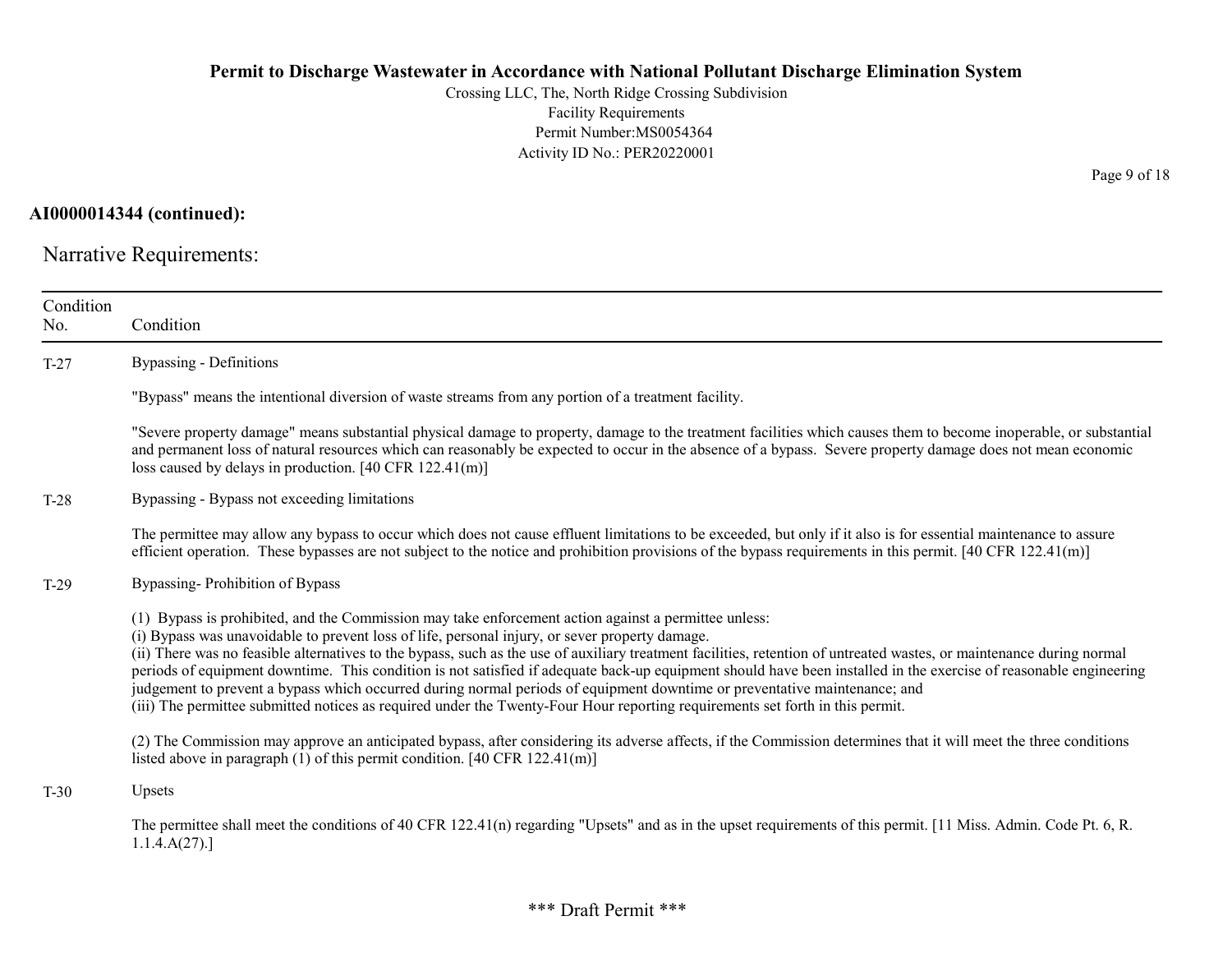**AI0000014344 (continued):**

## Narrative Requirements:

| Condition No. | Condition |
|---|---|
| T-27 | Bypassing - Definitions<br><br>"Bypass" means the intentional diversion of waste streams from any portion of a treatment facility.<br><br>"Severe property damage" means substantial physical damage to property, damage to the treatment facilities which causes them to become inoperable, or substantial and permanent loss of natural resources which can reasonably be expected to occur in the absence of a bypass. Severe property damage does not mean economic loss caused by delays in production. [40 CFR 122.41(m)] |
| T-28 | Bypassing - Bypass not exceeding limitations<br><br>The permittee may allow any bypass to occur which does not cause effluent limitations to be exceeded, but only if it also is for essential maintenance to assure efficient operation. These bypasses are not subject to the notice and prohibition provisions of the bypass requirements in this permit. [40 CFR 122.41(m)] |
| T-29 | Bypassing- Prohibition of Bypass<br><br>(1) Bypass is prohibited, and the Commission may take enforcement action against a permittee unless:<br>(i) Bypass was unavoidable to prevent loss of life, personal injury, or sever property damage.<br>(ii) There was no feasible alternatives to the bypass, such as the use of auxiliary treatment facilities, retention of untreated wastes, or maintenance during normal periods of equipment downtime. This condition is not satisfied if adequate back-up equipment should have been installed in the exercise of reasonable engineering judgement to prevent a bypass which occurred during normal periods of equipment downtime or preventative maintenance; and<br>(iii) The permittee submitted notices as required under the Twenty-Four Hour reporting requirements set forth in this permit.<br><br>(2) The Commission may approve an anticipated bypass, after considering its adverse affects, if the Commission determines that it will meet the three conditions listed above in paragraph (1) of this permit condition. [40 CFR 122.41(m)] |
| T-30 | Upsets<br><br>The permittee shall meet the conditions of 40 CFR 122.41(n) regarding "Upsets" and as in the upset requirements of this permit. [11 Miss. Admin. Code Pt. 6, R. 1.1.4.A(27).] |

*** Draft Permit ***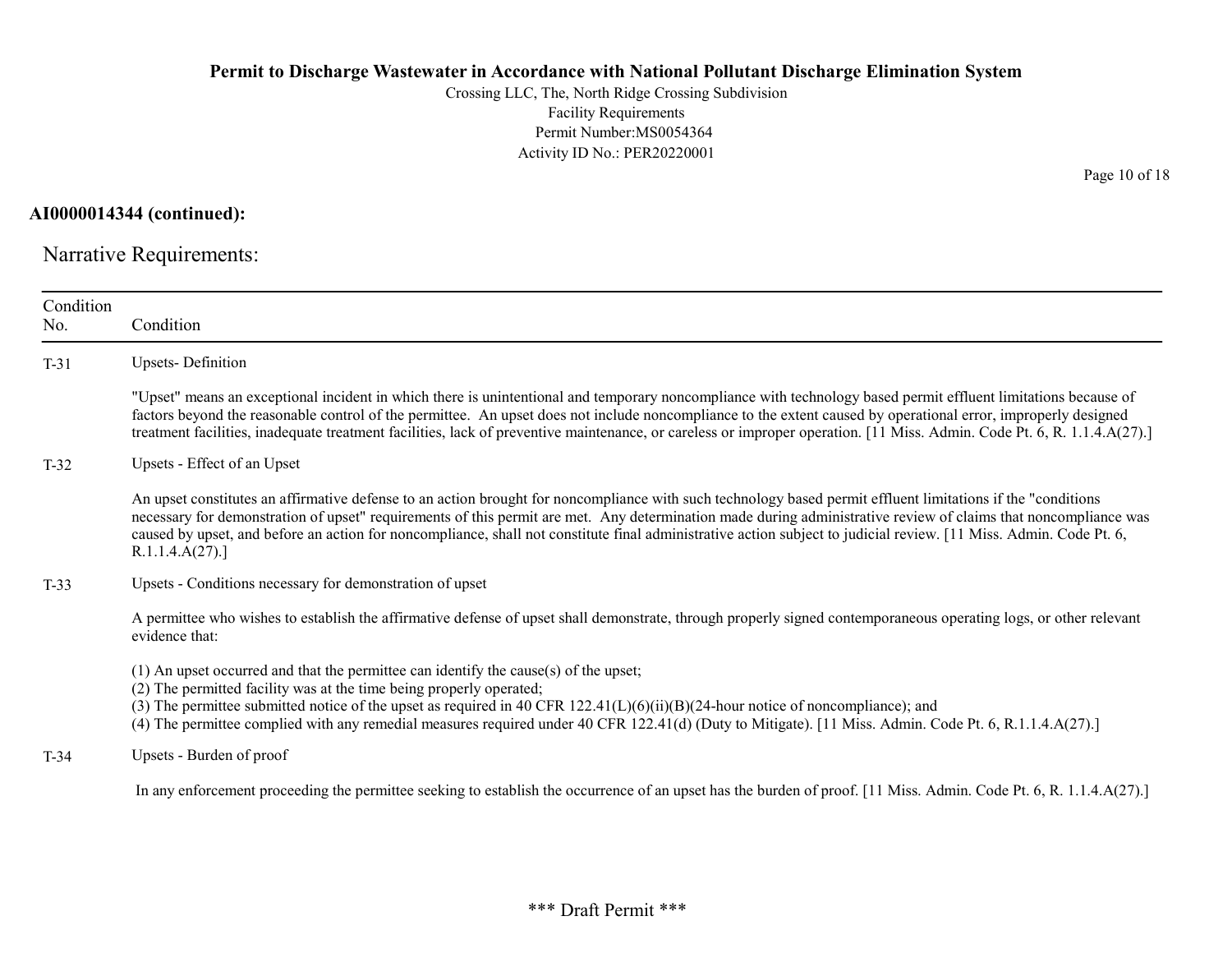**AI0000014344 (continued):**

## Narrative Requirements:

| Condition No. | Condition |
|---|---|
| T-31 | Upsets- Definition<br><br>"Upset" means an exceptional incident in which there is unintentional and temporary noncompliance with technology based permit effluent limitations because of factors beyond the reasonable control of the permittee. An upset does not include noncompliance to the extent caused by operational error, improperly designed treatment facilities, inadequate treatment facilities, lack of preventive maintenance, or careless or improper operation. [11 Miss. Admin. Code Pt. 6, R. 1.1.4.A(27).] |
| T-32 | Upsets - Effect of an Upset<br><br>An upset constitutes an affirmative defense to an action brought for noncompliance with such technology based permit effluent limitations if the "conditions necessary for demonstration of upset" requirements of this permit are met. Any determination made during administrative review of claims that noncompliance was caused by upset, and before an action for noncompliance, shall not constitute final administrative action subject to judicial review. [11 Miss. Admin. Code Pt. 6, R.1.1.4.A(27).] |
| T-33 | Upsets - Conditions necessary for demonstration of upset<br><br>A permittee who wishes to establish the affirmative defense of upset shall demonstrate, through properly signed contemporaneous operating logs, or other relevant evidence that:<br><br>(1) An upset occurred and that the permittee can identify the cause(s) of the upset;<br>(2) The permitted facility was at the time being properly operated;<br>(3) The permittee submitted notice of the upset as required in 40 CFR 122.41(L)(6)(ii)(B)(24-hour notice of noncompliance); and<br>(4) The permittee complied with any remedial measures required under 40 CFR 122.41(d) (Duty to Mitigate). [11 Miss. Admin. Code Pt. 6, R.1.1.4.A(27).] |
| T-34 | Upsets - Burden of proof<br><br>In any enforcement proceeding the permittee seeking to establish the occurrence of an upset has the burden of proof. [11 Miss. Admin. Code Pt. 6, R. 1.1.4.A(27).] |

\*\*\* Draft Permit \*\*\*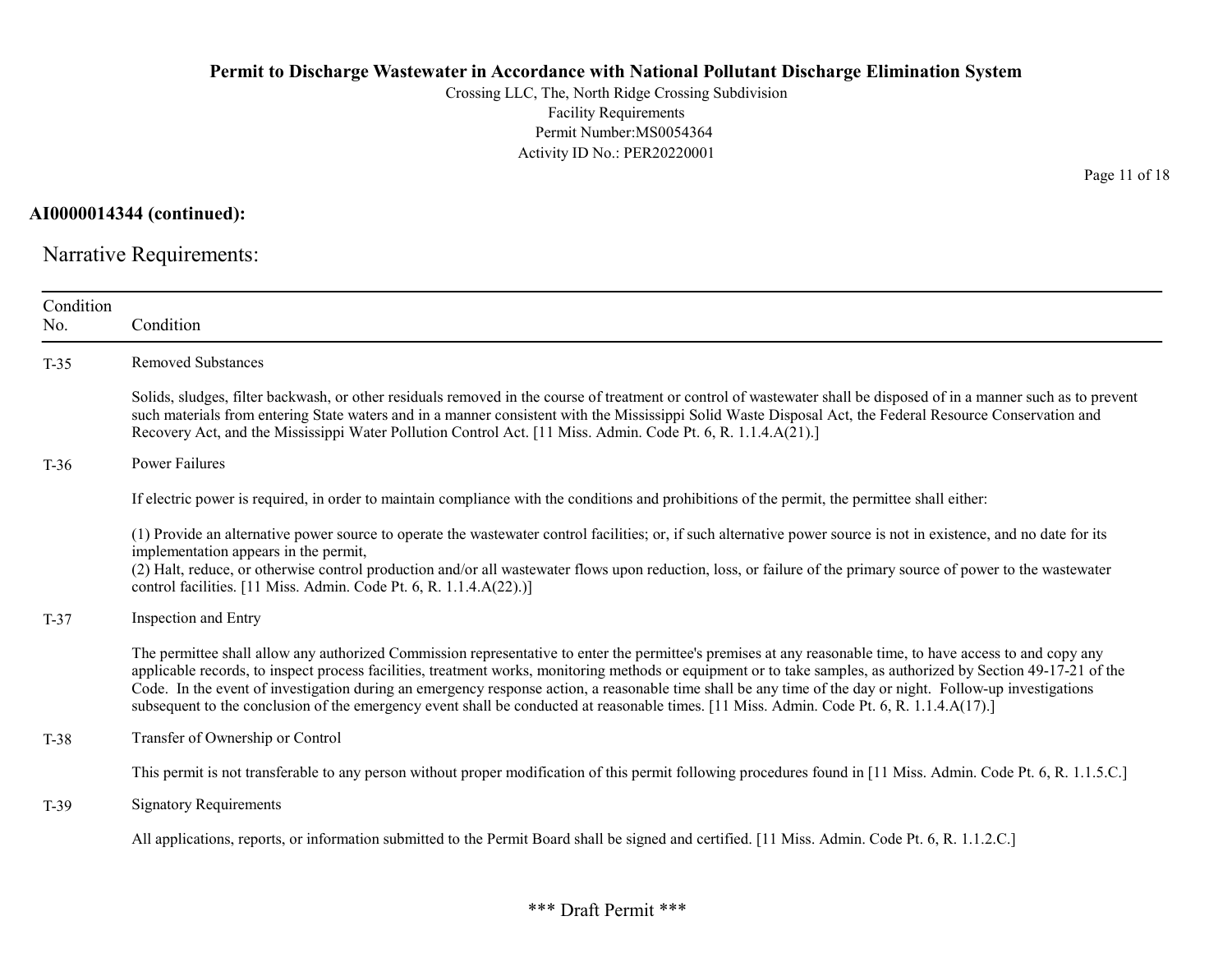**AI0000014344 (continued):**

Narrative Requirements:

| Condition No. | Condition |
|---|---|
| T-35 | Removed Substances<br><br>Solids, sludges, filter backwash, or other residuals removed in the course of treatment or control of wastewater shall be disposed of in a manner such as to prevent such materials from entering State waters and in a manner consistent with the Mississippi Solid Waste Disposal Act, the Federal Resource Conservation and Recovery Act, and the Mississippi Water Pollution Control Act. [11 Miss. Admin. Code Pt. 6, R. 1.1.4.A(21).] |
| T-36 | Power Failures<br><br>If electric power is required, in order to maintain compliance with the conditions and prohibitions of the permit, the permittee shall either:<br><br>(1) Provide an alternative power source to operate the wastewater control facilities; or, if such alternative power source is not in existence, and no date for its implementation appears in the permit,<br>(2) Halt, reduce, or otherwise control production and/or all wastewater flows upon reduction, loss, or failure of the primary source of power to the wastewater control facilities. [11 Miss. Admin. Code Pt. 6, R. 1.1.4.A(22).)] |
| T-37 | Inspection and Entry<br><br>The permittee shall allow any authorized Commission representative to enter the permittee's premises at any reasonable time, to have access to and copy any applicable records, to inspect process facilities, treatment works, monitoring methods or equipment or to take samples, as authorized by Section 49-17-21 of the Code. In the event of investigation during an emergency response action, a reasonable time shall be any time of the day or night. Follow-up investigations subsequent to the conclusion of the emergency event shall be conducted at reasonable times. [11 Miss. Admin. Code Pt. 6, R. 1.1.4.A(17).] |
| T-38 | Transfer of Ownership or Control<br><br>This permit is not transferable to any person without proper modification of this permit following procedures found in [11 Miss. Admin. Code Pt. 6, R. 1.1.5.C.] |
| T-39 | Signatory Requirements<br><br>All applications, reports, or information submitted to the Permit Board shall be signed and certified. [11 Miss. Admin. Code Pt. 6, R. 1.1.2.C.] |

\*\*\* Draft Permit \*\*\*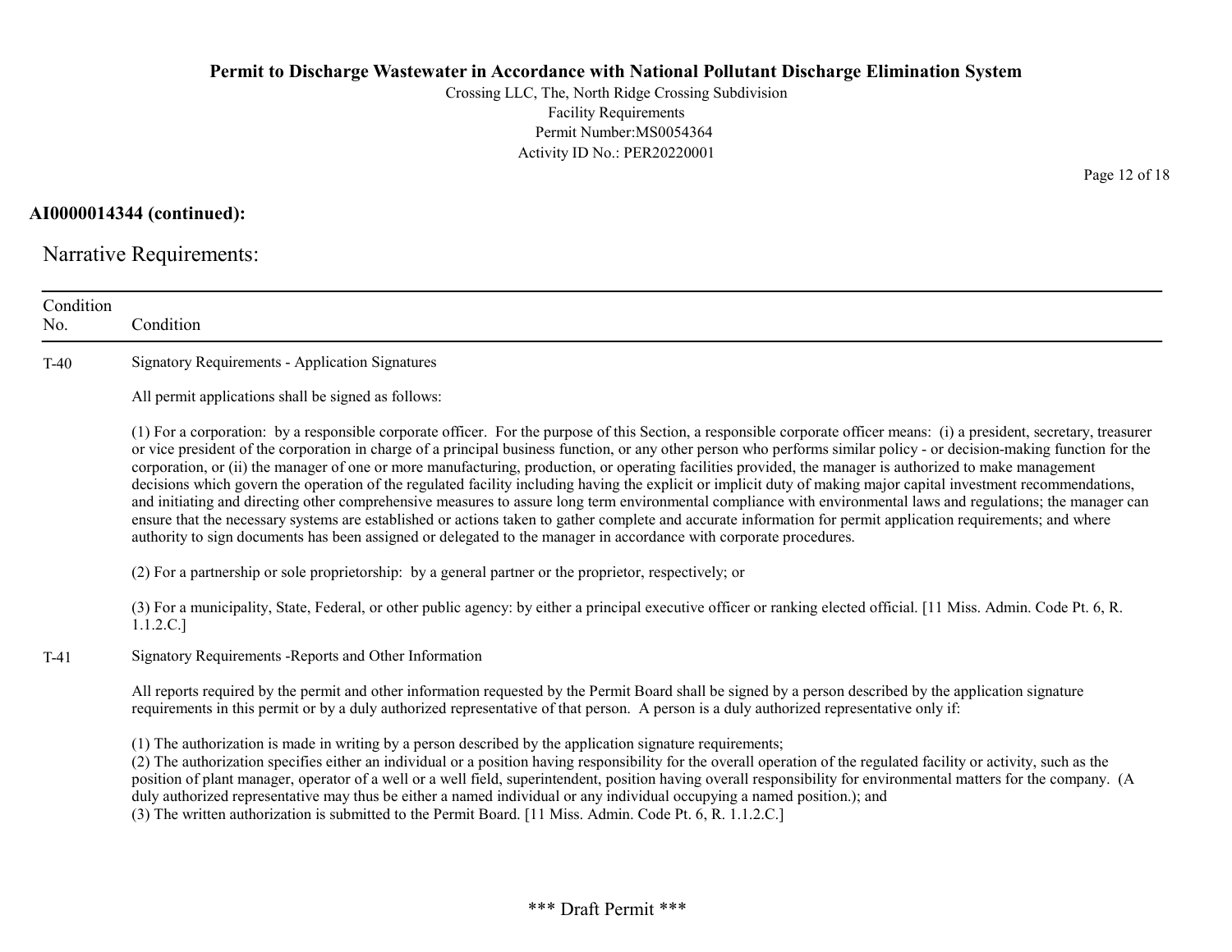**AI0000014344 (continued):**

## Narrative Requirements:

| Condition No. | Condition |
|---|---|
| T-40 | Signatory Requirements - Application Signatures<br><br>All permit applications shall be signed as follows:<br><br>(1) For a corporation: by a responsible corporate officer. For the purpose of this Section, a responsible corporate officer means: (i) a president, secretary, treasurer or vice president of the corporation in charge of a principal business function, or any other person who performs similar policy - or decision-making function for the corporation, or (ii) the manager of one or more manufacturing, production, or operating facilities provided, the manager is authorized to make management decisions which govern the operation of the regulated facility including having the explicit or implicit duty of making major capital investment recommendations, and initiating and directing other comprehensive measures to assure long term environmental compliance with environmental laws and regulations; the manager can ensure that the necessary systems are established or actions taken to gather complete and accurate information for permit application requirements; and where authority to sign documents has been assigned or delegated to the manager in accordance with corporate procedures.<br><br>(2) For a partnership or sole proprietorship: by a general partner or the proprietor, respectively; or<br><br>(3) For a municipality, State, Federal, or other public agency: by either a principal executive officer or ranking elected official. [11 Miss. Admin. Code Pt. 6, R. 1.1.2.C.] |
| T-41 | Signatory Requirements -Reports and Other Information<br><br>All reports required by the permit and other information requested by the Permit Board shall be signed by a person described by the application signature requirements in this permit or by a duly authorized representative of that person. A person is a duly authorized representative only if:<br><br>(1) The authorization is made in writing by a person described by the application signature requirements;<br>(2) The authorization specifies either an individual or a position having responsibility for the overall operation of the regulated facility or activity, such as the position of plant manager, operator of a well or a well field, superintendent, position having overall responsibility for environmental matters for the company. (A duly authorized representative may thus be either a named individual or any individual occupying a named position.); and<br>(3) The written authorization is submitted to the Permit Board. [11 Miss. Admin. Code Pt. 6, R. 1.1.2.C.] |

*** Draft Permit ***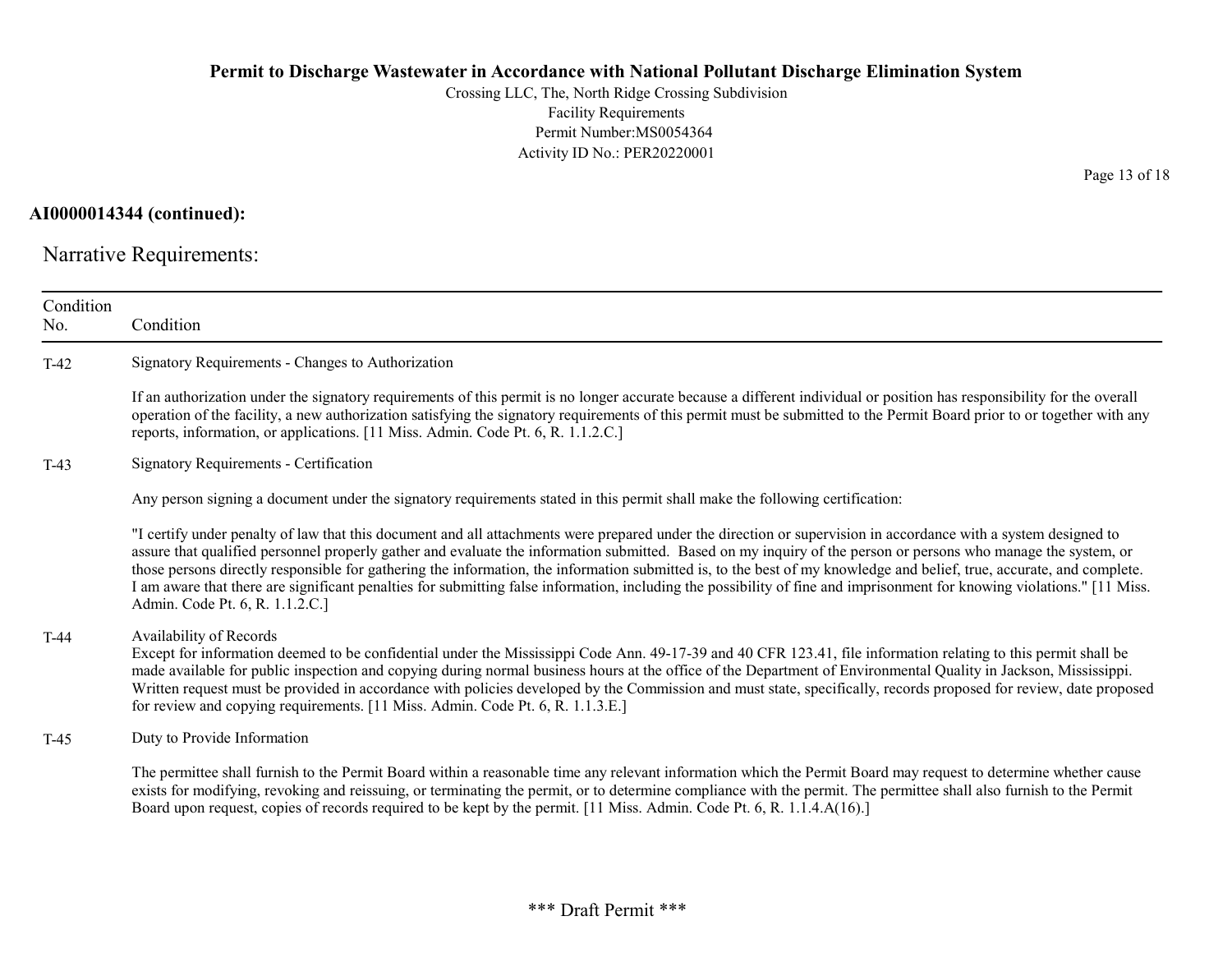**AI0000014344 (continued):**

## Narrative Requirements:

| Condition No. | Condition |
|---|---|
| T-42 | Signatory Requirements - Changes to Authorization<br><br>If an authorization under the signatory requirements of this permit is no longer accurate because a different individual or position has responsibility for the overall operation of the facility, a new authorization satisfying the signatory requirements of this permit must be submitted to the Permit Board prior to or together with any reports, information, or applications. [11 Miss. Admin. Code Pt. 6, R. 1.1.2.C.] |
| T-43 | Signatory Requirements - Certification<br><br>Any person signing a document under the signatory requirements stated in this permit shall make the following certification:<br><br>"I certify under penalty of law that this document and all attachments were prepared under the direction or supervision in accordance with a system designed to assure that qualified personnel properly gather and evaluate the information submitted. Based on my inquiry of the person or persons who manage the system, or those persons directly responsible for gathering the information, the information submitted is, to the best of my knowledge and belief, true, accurate, and complete. I am aware that there are significant penalties for submitting false information, including the possibility of fine and imprisonment for knowing violations." [11 Miss. Admin. Code Pt. 6, R. 1.1.2.C.] |
| T-44 | Availability of Records<br>Except for information deemed to be confidential under the Mississippi Code Ann. 49-17-39 and 40 CFR 123.41, file information relating to this permit shall be made available for public inspection and copying during normal business hours at the office of the Department of Environmental Quality in Jackson, Mississippi. Written request must be provided in accordance with policies developed by the Commission and must state, specifically, records proposed for review, date proposed for review and copying requirements. [11 Miss. Admin. Code Pt. 6, R. 1.1.3.E.] |
| T-45 | Duty to Provide Information<br><br>The permittee shall furnish to the Permit Board within a reasonable time any relevant information which the Permit Board may request to determine whether cause exists for modifying, revoking and reissuing, or terminating the permit, or to determine compliance with the permit. The permittee shall also furnish to the Permit Board upon request, copies of records required to be kept by the permit. [11 Miss. Admin. Code Pt. 6, R. 1.1.4.A(16).] |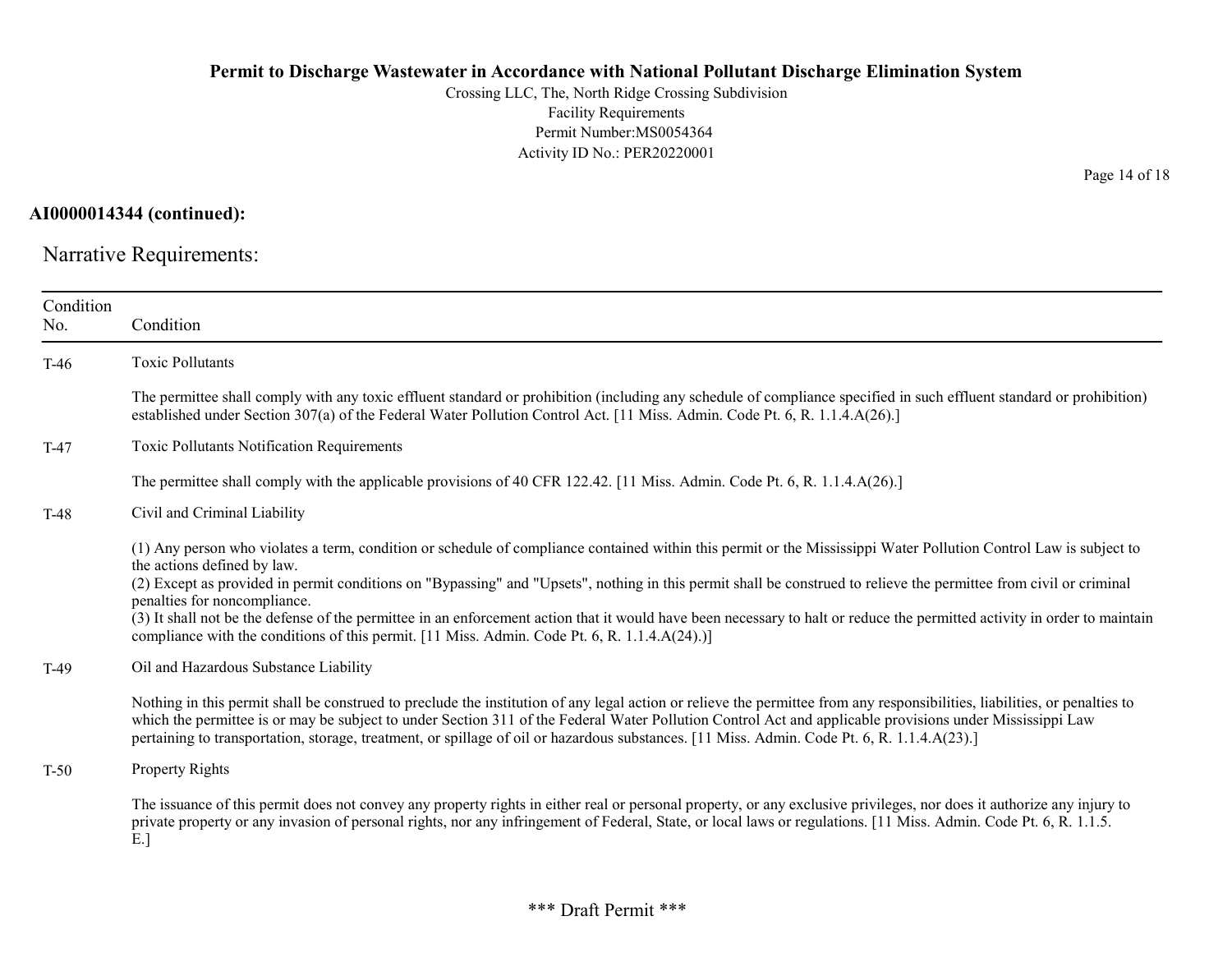**AI0000014344 (continued):**

## Narrative Requirements:

| Condition No. | Condition |
|---|---|
| T-46 | Toxic Pollutants<br><br>The permittee shall comply with any toxic effluent standard or prohibition (including any schedule of compliance specified in such effluent standard or prohibition) established under Section 307(a) of the Federal Water Pollution Control Act. [11 Miss. Admin. Code Pt. 6, R. 1.1.4.A(26).] |
| T-47 | Toxic Pollutants Notification Requirements<br><br>The permittee shall comply with the applicable provisions of 40 CFR 122.42. [11 Miss. Admin. Code Pt. 6, R. 1.1.4.A(26).] |
| T-48 | Civil and Criminal Liability<br><br>(1) Any person who violates a term, condition or schedule of compliance contained within this permit or the Mississippi Water Pollution Control Law is subject to the actions defined by law.<br>(2) Except as provided in permit conditions on "Bypassing" and "Upsets", nothing in this permit shall be construed to relieve the permittee from civil or criminal penalties for noncompliance.<br>(3) It shall not be the defense of the permittee in an enforcement action that it would have been necessary to halt or reduce the permitted activity in order to maintain compliance with the conditions of this permit. [11 Miss. Admin. Code Pt. 6, R. 1.1.4.A(24).)] |
| T-49 | Oil and Hazardous Substance Liability<br><br>Nothing in this permit shall be construed to preclude the institution of any legal action or relieve the permittee from any responsibilities, liabilities, or penalties to which the permittee is or may be subject to under Section 311 of the Federal Water Pollution Control Act and applicable provisions under Mississippi Law pertaining to transportation, storage, treatment, or spillage of oil or hazardous substances. [11 Miss. Admin. Code Pt. 6, R. 1.1.4.A(23).] |
| T-50 | Property Rights<br><br>The issuance of this permit does not convey any property rights in either real or personal property, or any exclusive privileges, nor does it authorize any injury to private property or any invasion of personal rights, nor any infringement of Federal, State, or local laws or regulations. [11 Miss. Admin. Code Pt. 6, R. 1.1.5. E.] |

\*\*\* Draft Permit \*\*\*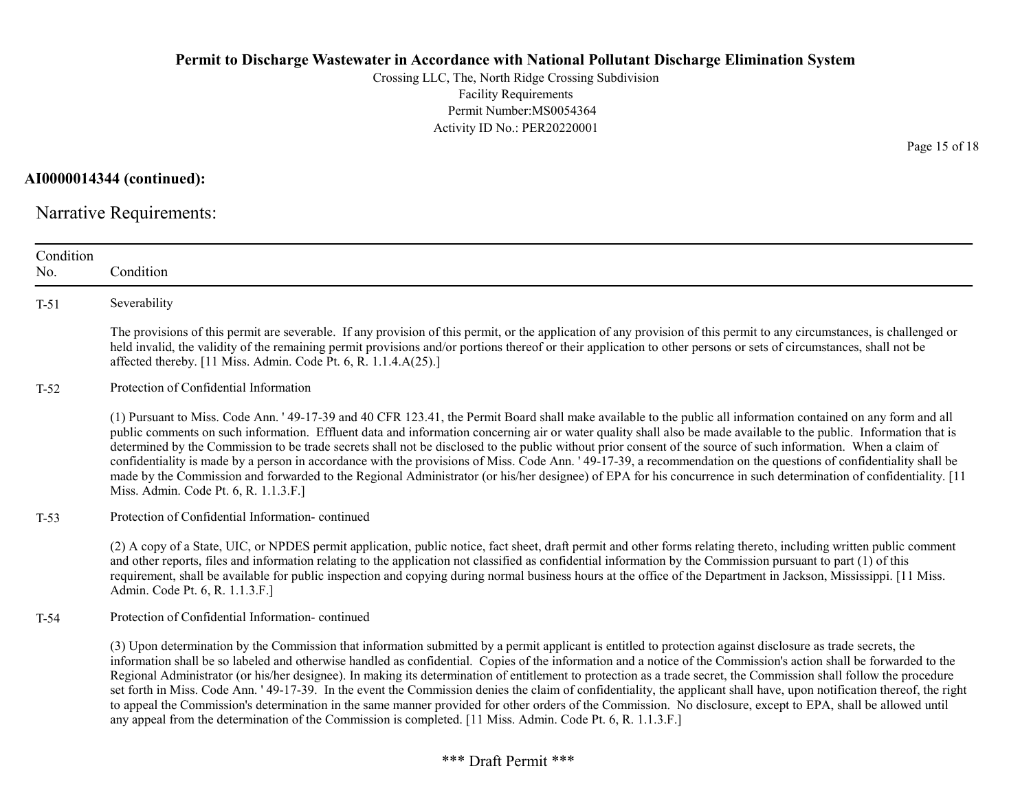**AI0000014344 (continued):**

## Narrative Requirements:

| Condition No. | Condition |
|---|---|
| T-51 | Severability<br><br>The provisions of this permit are severable. If any provision of this permit, or the application of any provision of this permit to any circumstances, is challenged or held invalid, the validity of the remaining permit provisions and/or portions thereof or their application to other persons or sets of circumstances, shall not be affected thereby. [11 Miss. Admin. Code Pt. 6, R. 1.1.4.A(25).] |
| T-52 | Protection of Confidential Information<br><br>(1) Pursuant to Miss. Code Ann. ' 49-17-39 and 40 CFR 123.41, the Permit Board shall make available to the public all information contained on any form and all public comments on such information. Effluent data and information concerning air or water quality shall also be made available to the public. Information that is determined by the Commission to be trade secrets shall not be disclosed to the public without prior consent of the source of such information. When a claim of confidentiality is made by a person in accordance with the provisions of Miss. Code Ann. ' 49-17-39, a recommendation on the questions of confidentiality shall be made by the Commission and forwarded to the Regional Administrator (or his/her designee) of EPA for his concurrence in such determination of confidentiality. [11 Miss. Admin. Code Pt. 6, R. 1.1.3.F.] |
| T-53 | Protection of Confidential Information- continued<br><br>(2) A copy of a State, UIC, or NPDES permit application, public notice, fact sheet, draft permit and other forms relating thereto, including written public comment and other reports, files and information relating to the application not classified as confidential information by the Commission pursuant to part (1) of this requirement, shall be available for public inspection and copying during normal business hours at the office of the Department in Jackson, Mississippi. [11 Miss. Admin. Code Pt. 6, R. 1.1.3.F.] |
| T-54 | Protection of Confidential Information- continued<br><br>(3) Upon determination by the Commission that information submitted by a permit applicant is entitled to protection against disclosure as trade secrets, the information shall be so labeled and otherwise handled as confidential. Copies of the information and a notice of the Commission's action shall be forwarded to the Regional Administrator (or his/her designee). In making its determination of entitlement to protection as a trade secret, the Commission shall follow the procedure set forth in Miss. Code Ann. ' 49-17-39. In the event the Commission denies the claim of confidentiality, the applicant shall have, upon notification thereof, the right to appeal the Commission's determination in the same manner provided for other orders of the Commission. No disclosure, except to EPA, shall be allowed until any appeal from the determination of the Commission is completed. [11 Miss. Admin. Code Pt. 6, R. 1.1.3.F.] |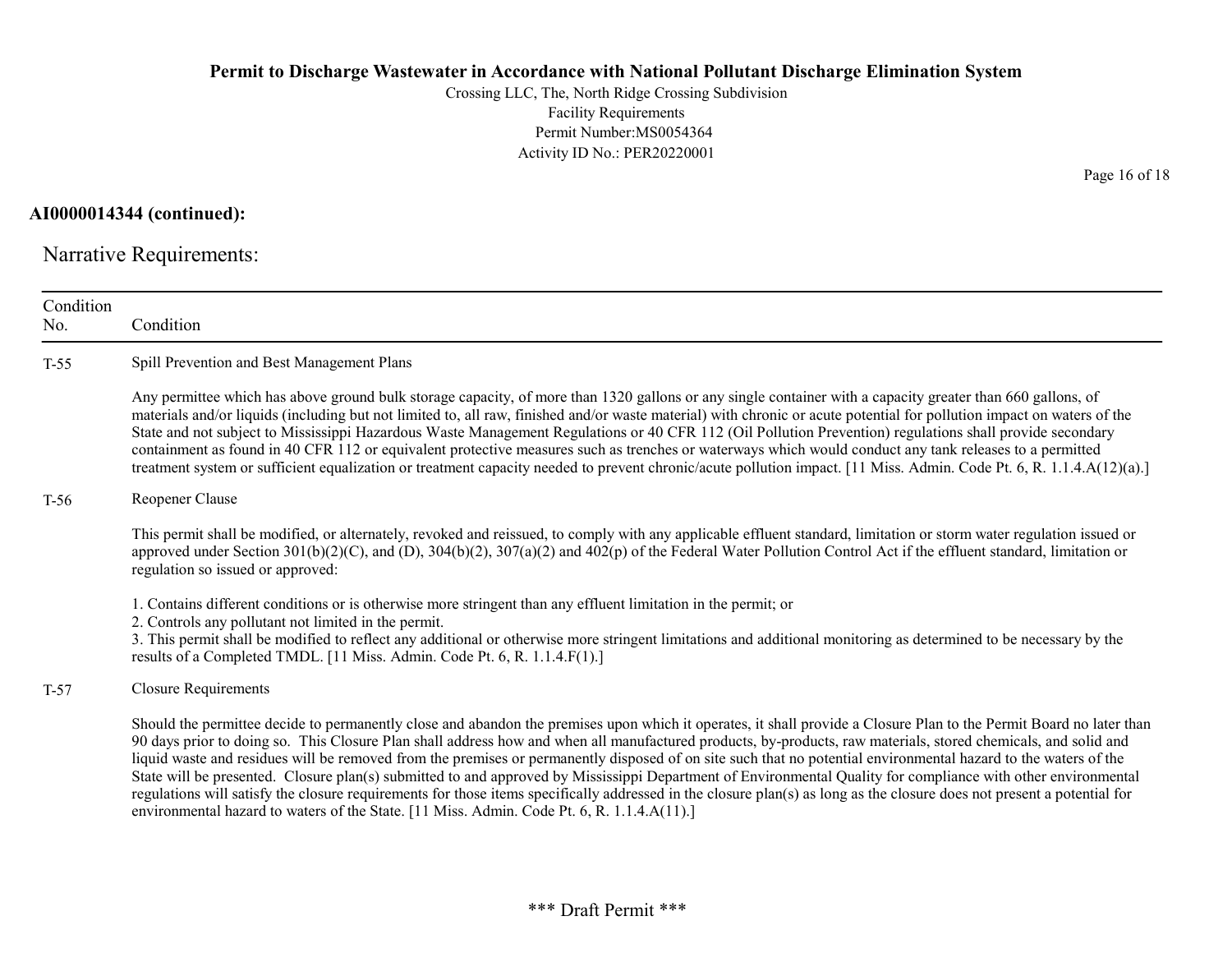**AI0000014344 (continued):**

## Narrative Requirements:

| Condition No. | Condition |
|---|---|
| T-55 | Spill Prevention and Best Management Plans<br><br>Any permittee which has above ground bulk storage capacity, of more than 1320 gallons or any single container with a capacity greater than 660 gallons, of materials and/or liquids (including but not limited to, all raw, finished and/or waste material) with chronic or acute potential for pollution impact on waters of the State and not subject to Mississippi Hazardous Waste Management Regulations or 40 CFR 112 (Oil Pollution Prevention) regulations shall provide secondary containment as found in 40 CFR 112 or equivalent protective measures such as trenches or waterways which would conduct any tank releases to a permitted treatment system or sufficient equalization or treatment capacity needed to prevent chronic/acute pollution impact. [11 Miss. Admin. Code Pt. 6, R. 1.1.4.A(12)(a).] |
| T-56 | Reopener Clause<br><br>This permit shall be modified, or alternately, revoked and reissued, to comply with any applicable effluent standard, limitation or storm water regulation issued or approved under Section 301(b)(2)(C), and (D), 304(b)(2), 307(a)(2) and 402(p) of the Federal Water Pollution Control Act if the effluent standard, limitation or regulation so issued or approved:<br><br>1. Contains different conditions or is otherwise more stringent than any effluent limitation in the permit; or<br>2. Controls any pollutant not limited in the permit.<br>3. This permit shall be modified to reflect any additional or otherwise more stringent limitations and additional monitoring as determined to be necessary by the results of a Completed TMDL. [11 Miss. Admin. Code Pt. 6, R. 1.1.4.F(1).] |
| T-57 | Closure Requirements<br><br>Should the permittee decide to permanently close and abandon the premises upon which it operates, it shall provide a Closure Plan to the Permit Board no later than 90 days prior to doing so. This Closure Plan shall address how and when all manufactured products, by-products, raw materials, stored chemicals, and solid and liquid waste and residues will be removed from the premises or permanently disposed of on site such that no potential environmental hazard to the waters of the State will be presented. Closure plan(s) submitted to and approved by Mississippi Department of Environmental Quality for compliance with other environmental regulations will satisfy the closure requirements for those items specifically addressed in the closure plan(s) as long as the closure does not present a potential for environmental hazard to waters of the State. [11 Miss. Admin. Code Pt. 6, R. 1.1.4.A(11).] |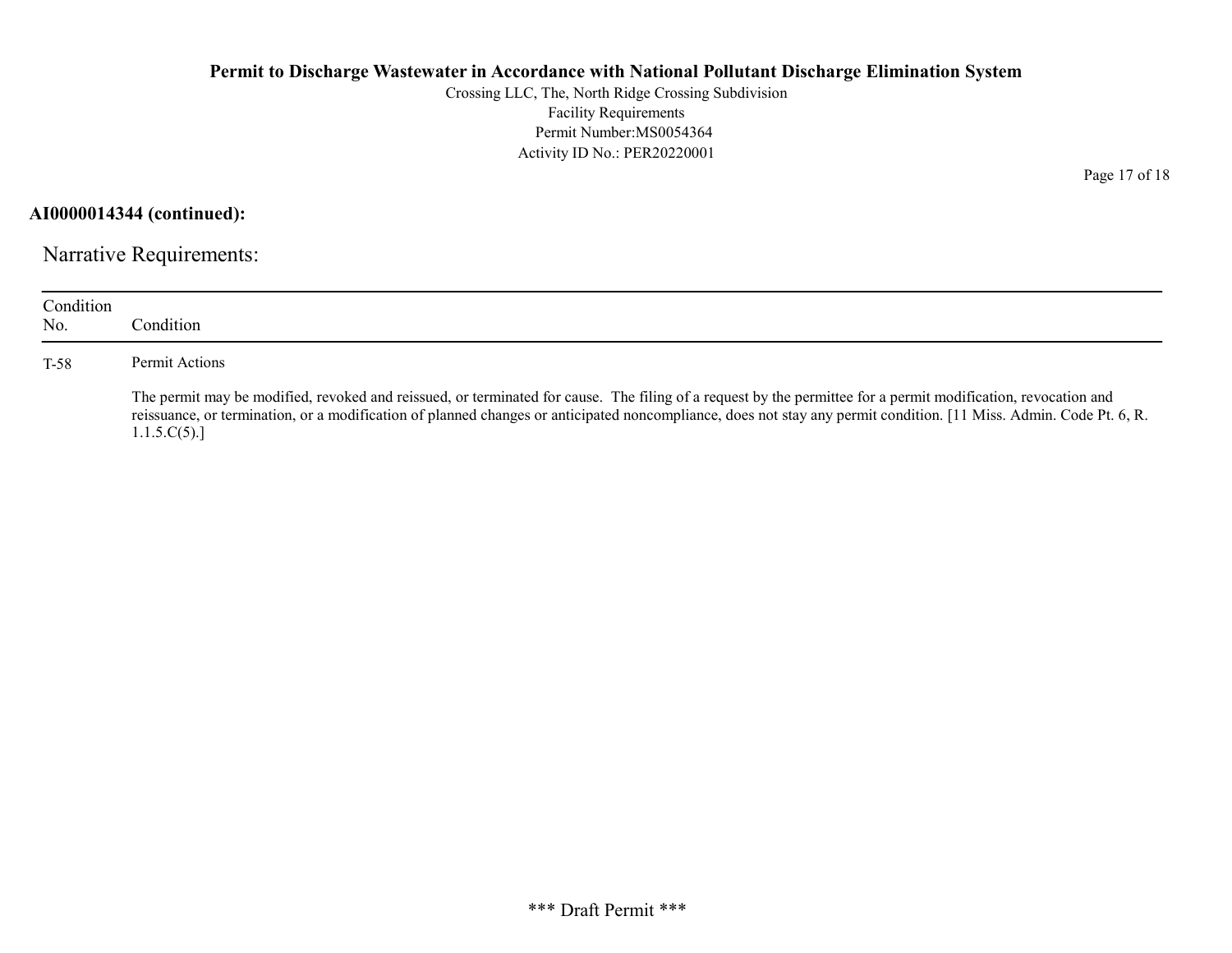**AI0000014344 (continued):**

## Narrative Requirements:

| Condition No. | Condition |
|---|---|
| T-58 | Permit Actions<br><br>The permit may be modified, revoked and reissued, or terminated for cause. The filing of a request by the permittee for a permit modification, revocation and reissuance, or termination, or a modification of planned changes or anticipated noncompliance, does not stay any permit condition. [11 Miss. Admin. Code Pt. 6, R. 1.1.5.C(5).] |

\*\*\* Draft Permit \*\*\*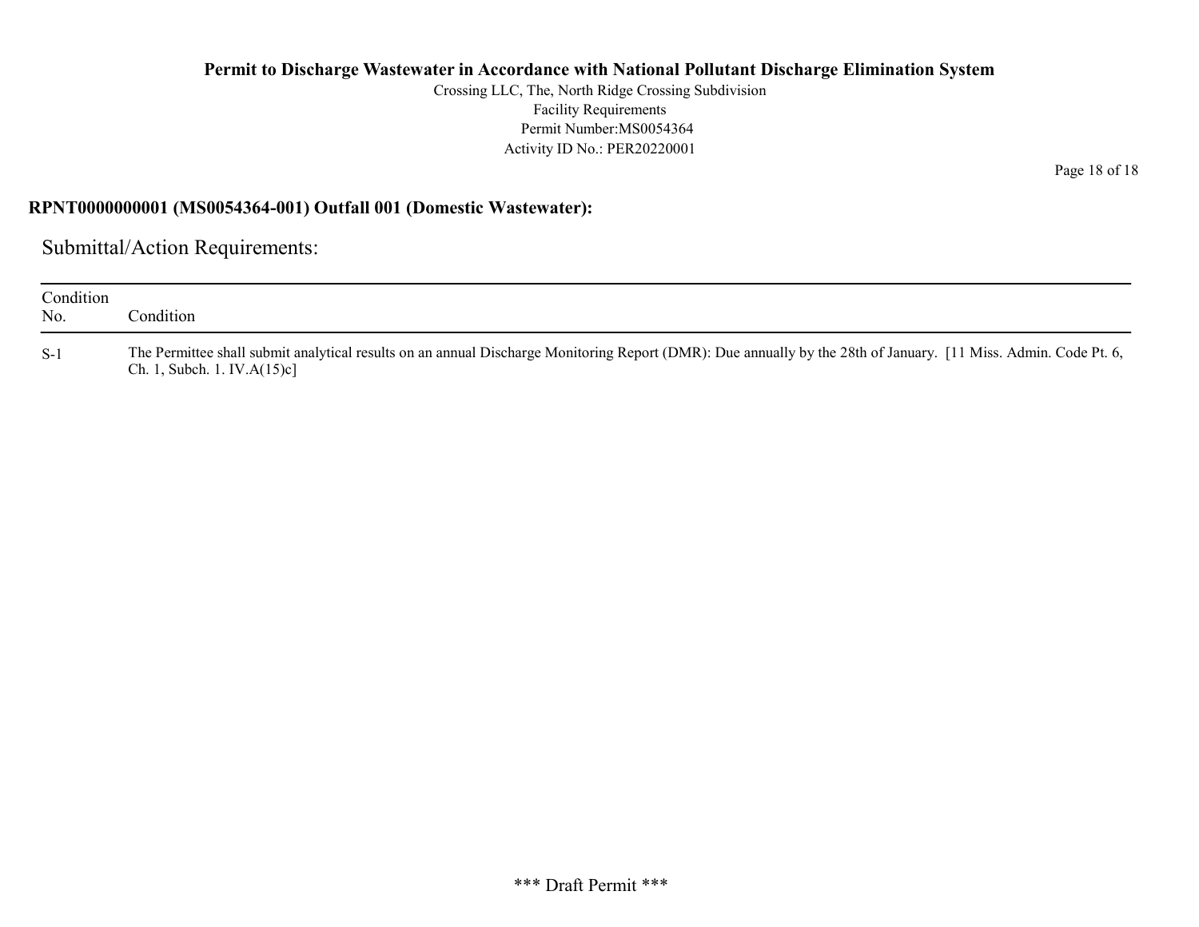**RPNT0000000001 (MS0054364-001) Outfall 001 (Domestic Wastewater):**

## Submittal/Action Requirements:

| Condition No. | Condition |
|---|---|
| S-1 | The Permittee shall submit analytical results on an annual Discharge Monitoring Report (DMR): Due annually by the 28th of January. [11 Miss. Admin. Code Pt. 6, Ch. 1, Subch. 1. IV.A(15)c] |

\*\*\* Draft Permit \*\*\*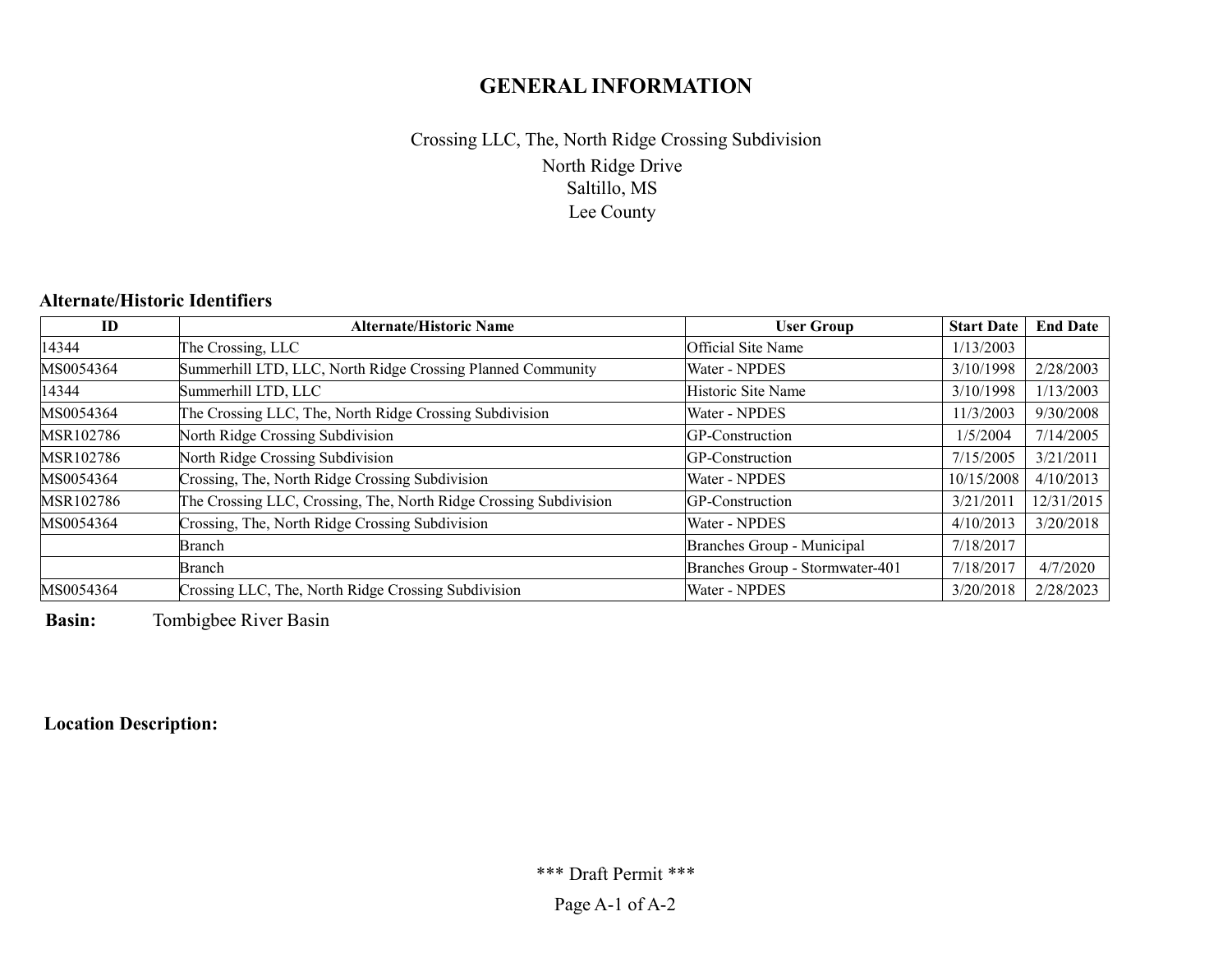# GENERAL INFORMATION

Crossing LLC, The, North Ridge Crossing Subdivision
North Ridge Drive
Saltillo, MS
Lee County

### Alternate/Historic Identifiers

| ID | Alternate/Historic Name | User Group | Start Date | End Date |
|---|---|---|---|---|
| 14344 | The Crossing, LLC | Official Site Name | 1/13/2003 | |
| MS0054364 | Summerhill LTD, LLC, North Ridge Crossing Planned Community | Water - NPDES | 3/10/1998 | 2/28/2003 |
| 14344 | Summerhill LTD, LLC | Historic Site Name | 3/10/1998 | 1/13/2003 |
| MS0054364 | The Crossing LLC, The, North Ridge Crossing Subdivision | Water - NPDES | 11/3/2003 | 9/30/2008 |
| MSR102786 | North Ridge Crossing Subdivision | GP-Construction | 1/5/2004 | 7/14/2005 |
| MSR102786 | North Ridge Crossing Subdivision | GP-Construction | 7/15/2005 | 3/21/2011 |
| MS0054364 | Crossing, The, North Ridge Crossing Subdivision | Water - NPDES | 10/15/2008 | 4/10/2013 |
| MSR102786 | The Crossing LLC, Crossing, The, North Ridge Crossing Subdivision | GP-Construction | 3/21/2011 | 12/31/2015 |
| MS0054364 | Crossing, The, North Ridge Crossing Subdivision | Water - NPDES | 4/10/2013 | 3/20/2018 |
| | Branch | Branches Group - Municipal | 7/18/2017 | |
| | Branch | Branches Group - Stormwater-401 | 7/18/2017 | 4/7/2020 |
| MS0054364 | Crossing LLC, The, North Ridge Crossing Subdivision | Water - NPDES | 3/20/2018 | 2/28/2023 |

**Basin:** Tombigbee River Basin

**Location Description:**

\*\*\* Draft Permit \*\*\*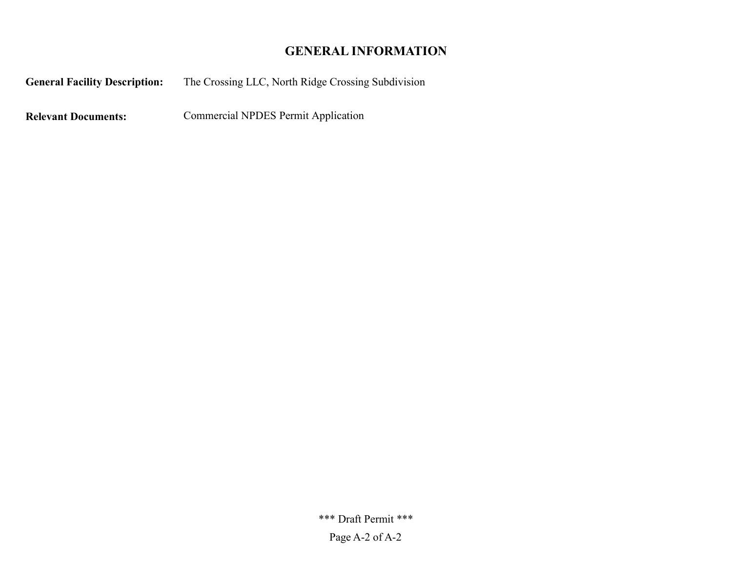## GENERAL INFORMATION

**General Facility Description:** The Crossing LLC, North Ridge Crossing Subdivision

**Relevant Documents:** Commercial NPDES Permit Application

*** Draft Permit ***